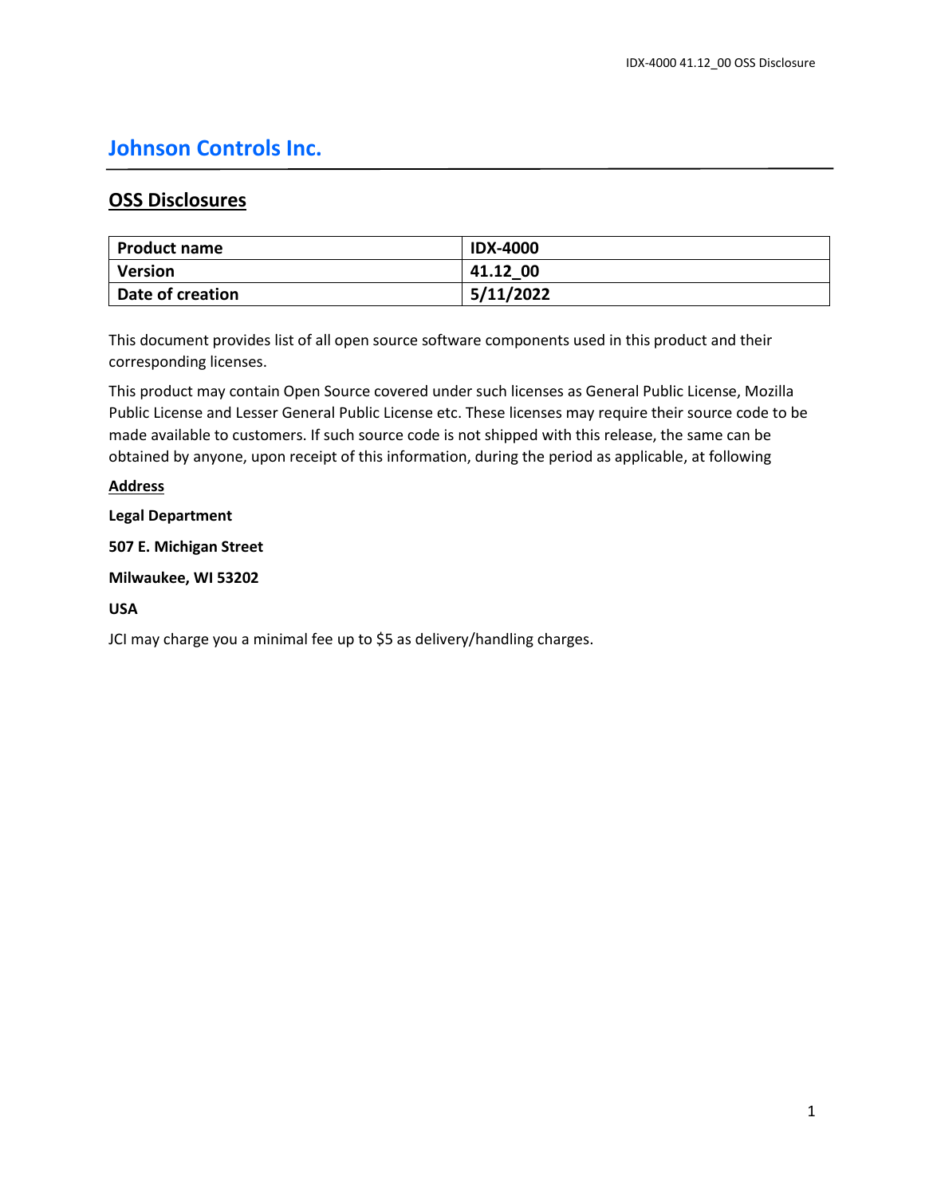# Johnson Controls Inc.

## OSS Disclosures

| Product name | IDX-4000 |
| --- | --- |
| Version | 41.12_00 |
| Date of creation | 5/11/2022 |

This document provides list of all open source software components used in this product and their corresponding licenses.

This product may contain Open Source covered under such licenses as General Public License, Mozilla Public License and Lesser General Public License etc. These licenses may require their source code to be made available to customers. If such source code is not shipped with this release, the same can be obtained by anyone, upon receipt of this information, during the period as applicable, at following

**Address**

**Legal Department**

**507 E. Michigan Street**

**Milwaukee, WI 53202**

**USA**

JCI may charge you a minimal fee up to $5 as delivery/handling charges.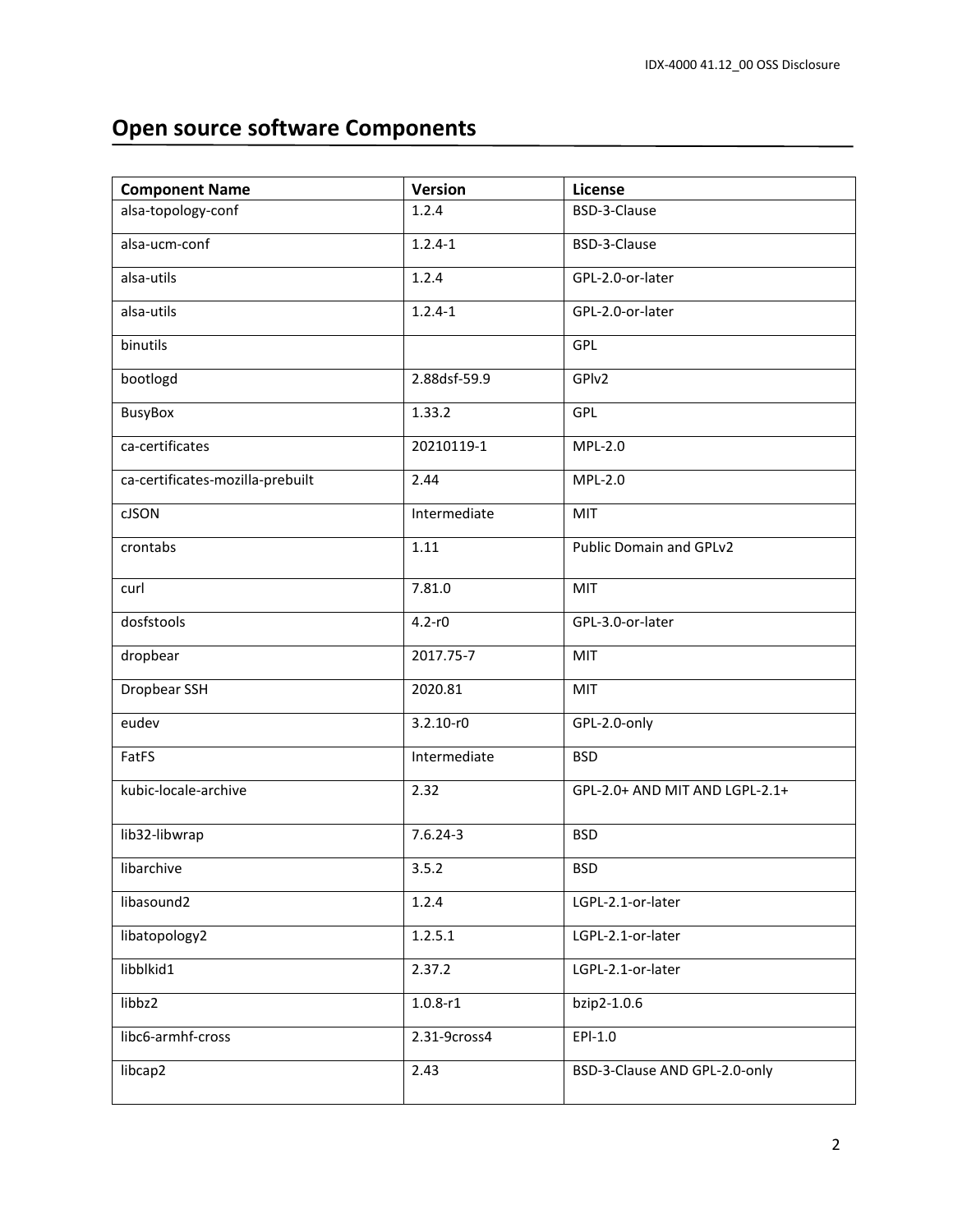# Open source software Components

| Component Name | Version | License |
| --- | --- | --- |
| alsa-topology-conf | 1.2.4 | BSD-3-Clause |
| alsa-ucm-conf | 1.2.4-1 | BSD-3-Clause |
| alsa-utils | 1.2.4 | GPL-2.0-or-later |
| alsa-utils | 1.2.4-1 | GPL-2.0-or-later |
| binutils | | GPL |
| bootlogd | 2.88dsf-59.9 | GPlv2 |
| BusyBox | 1.33.2 | GPL |
| ca-certificates | 20210119-1 | MPL-2.0 |
| ca-certificates-mozilla-prebuilt | 2.44 | MPL-2.0 |
| cJSON | Intermediate | MIT |
| crontabs | 1.11 | Public Domain and GPLv2 |
| curl | 7.81.0 | MIT |
| dosfstools | 4.2-r0 | GPL-3.0-or-later |
| dropbear | 2017.75-7 | MIT |
| Dropbear SSH | 2020.81 | MIT |
| eudev | 3.2.10-r0 | GPL-2.0-only |
| FatFS | Intermediate | BSD |
| kubic-locale-archive | 2.32 | GPL-2.0+ AND MIT AND LGPL-2.1+ |
| lib32-libwrap | 7.6.24-3 | BSD |
| libarchive | 3.5.2 | BSD |
| libasound2 | 1.2.4 | LGPL-2.1-or-later |
| libatopology2 | 1.2.5.1 | LGPL-2.1-or-later |
| libblkid1 | 2.37.2 | LGPL-2.1-or-later |
| libbz2 | 1.0.8-r1 | bzip2-1.0.6 |
| libc6-armhf-cross | 2.31-9cross4 | EPl-1.0 |
| libcap2 | 2.43 | BSD-3-Clause AND GPL-2.0-only |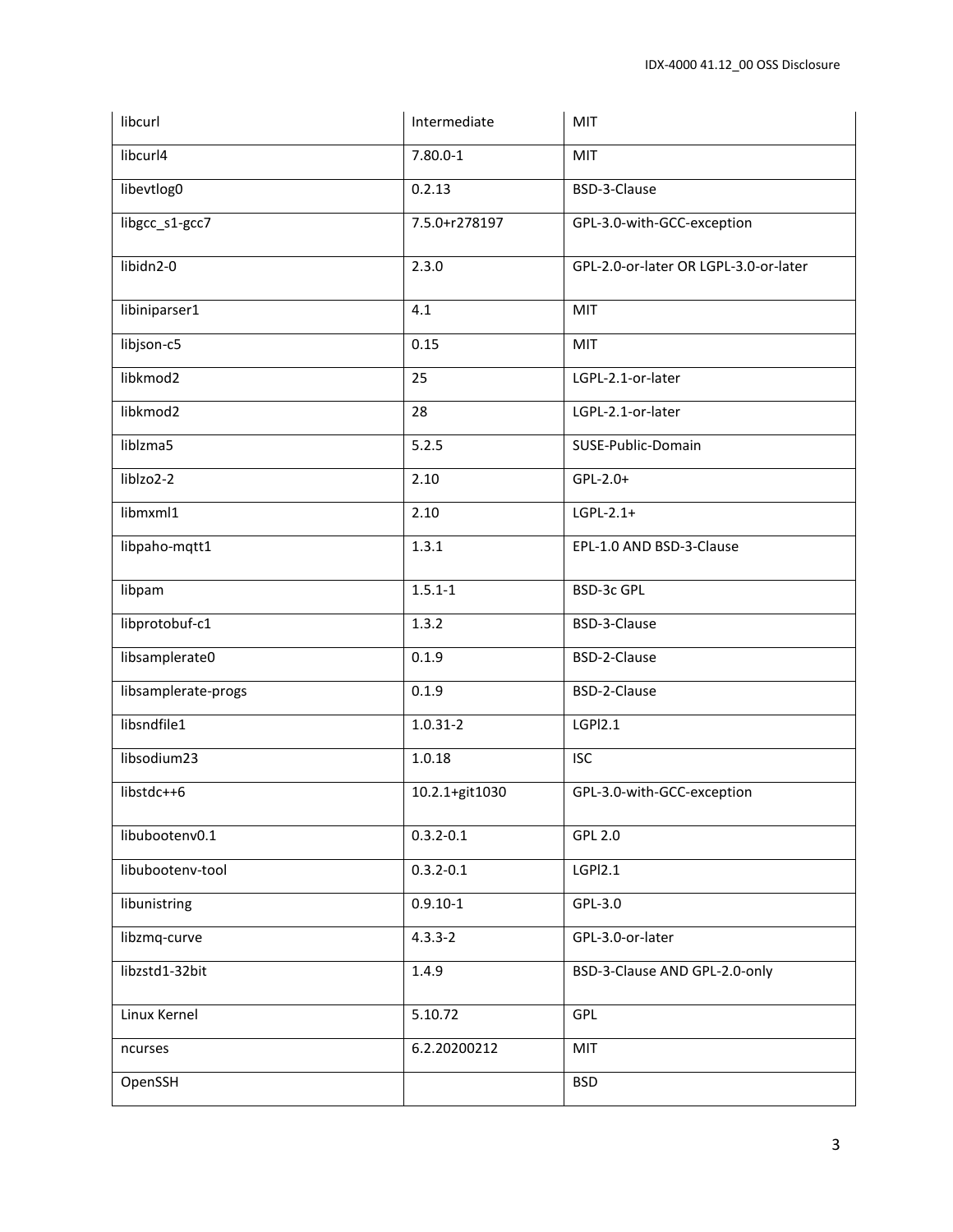| libcurl | Intermediate | MIT |
|---|---|---|
| libcurl4 | 7.80.0-1 | MIT |
| libevtlog0 | 0.2.13 | BSD-3-Clause |
| libgcc_s1-gcc7 | 7.5.0+r278197 | GPL-3.0-with-GCC-exception |
| libidn2-0 | 2.3.0 | GPL-2.0-or-later OR LGPL-3.0-or-later |
| libiniparser1 | 4.1 | MIT |
| libjson-c5 | 0.15 | MIT |
| libkmod2 | 25 | LGPL-2.1-or-later |
| libkmod2 | 28 | LGPL-2.1-or-later |
| liblzma5 | 5.2.5 | SUSE-Public-Domain |
| liblzo2-2 | 2.10 | GPL-2.0+ |
| libmxml1 | 2.10 | LGPL-2.1+ |
| libpaho-mqtt1 | 1.3.1 | EPL-1.0 AND BSD-3-Clause |
| libpam | 1.5.1-1 | BSD-3c GPL |
| libprotobuf-c1 | 1.3.2 | BSD-3-Clause |
| libsamplerate0 | 0.1.9 | BSD-2-Clause |
| libsamplerate-progs | 0.1.9 | BSD-2-Clause |
| libsndfile1 | 1.0.31-2 | LGPl2.1 |
| libsodium23 | 1.0.18 | ISC |
| libstdc++6 | 10.2.1+git1030 | GPL-3.0-with-GCC-exception |
| libubootenv0.1 | 0.3.2-0.1 | GPL 2.0 |
| libubootenv-tool | 0.3.2-0.1 | LGPl2.1 |
| libunistring | 0.9.10-1 | GPL-3.0 |
| libzmq-curve | 4.3.3-2 | GPL-3.0-or-later |
| libzstd1-32bit | 1.4.9 | BSD-3-Clause AND GPL-2.0-only |
| Linux Kernel | 5.10.72 | GPL |
| ncurses | 6.2.20200212 | MIT |
| OpenSSH | | BSD |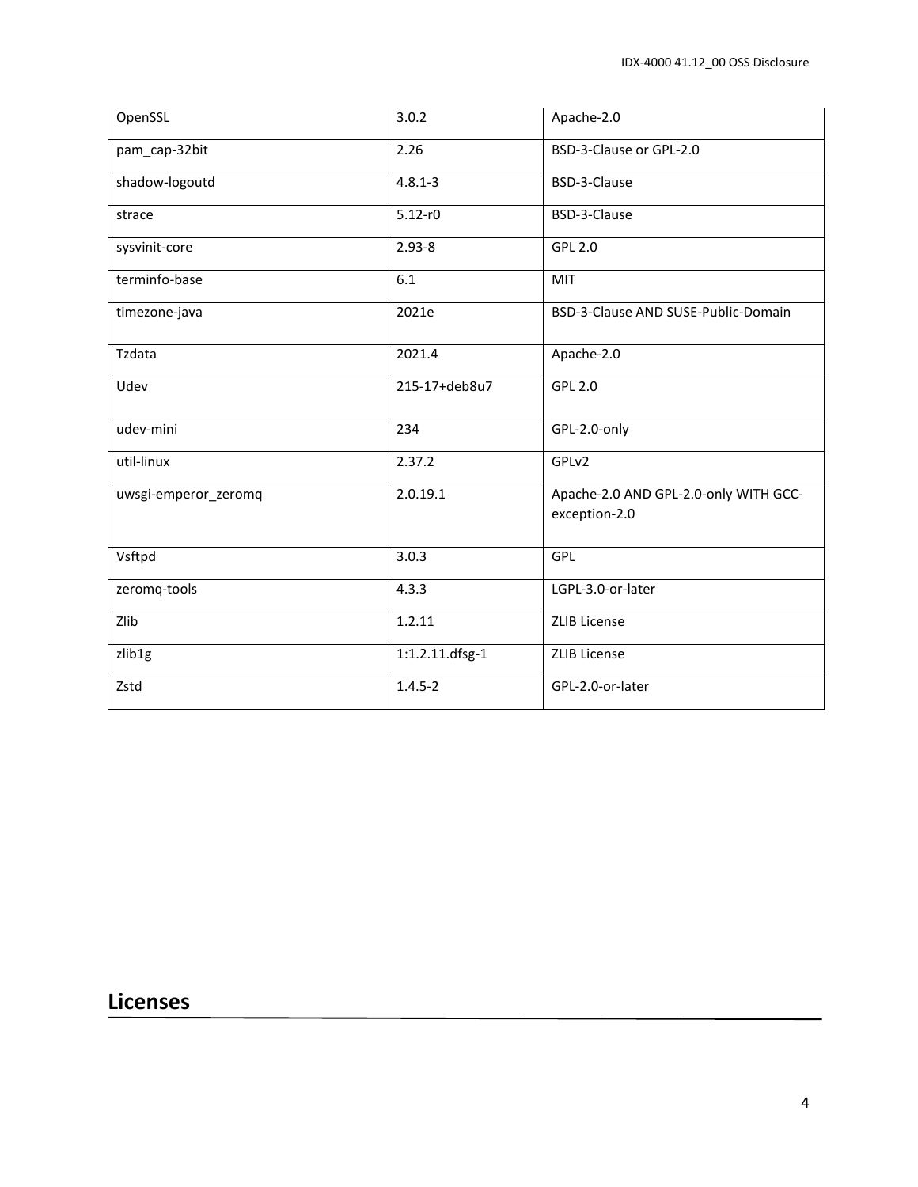| OpenSSL | 3.0.2 | Apache-2.0 |
|---|---|---|
| pam_cap-32bit | 2.26 | BSD-3-Clause or GPL-2.0 |
| shadow-logoutd | 4.8.1-3 | BSD-3-Clause |
| strace | 5.12-r0 | BSD-3-Clause |
| sysvinit-core | 2.93-8 | GPL 2.0 |
| terminfo-base | 6.1 | MIT |
| timezone-java | 2021e | BSD-3-Clause AND SUSE-Public-Domain |
| Tzdata | 2021.4 | Apache-2.0 |
| Udev | 215-17+deb8u7 | GPL 2.0 |
| udev-mini | 234 | GPL-2.0-only |
| util-linux | 2.37.2 | GPLv2 |
| uwsgi-emperor_zeromq | 2.0.19.1 | Apache-2.0 AND GPL-2.0-only WITH GCC-exception-2.0 |
| Vsftpd | 3.0.3 | GPL |
| zeromq-tools | 4.3.3 | LGPL-3.0-or-later |
| Zlib | 1.2.11 | ZLIB License |
| zlib1g | 1:1.2.11.dfsg-1 | ZLIB License |
| Zstd | 1.4.5-2 | GPL-2.0-or-later |

# Licenses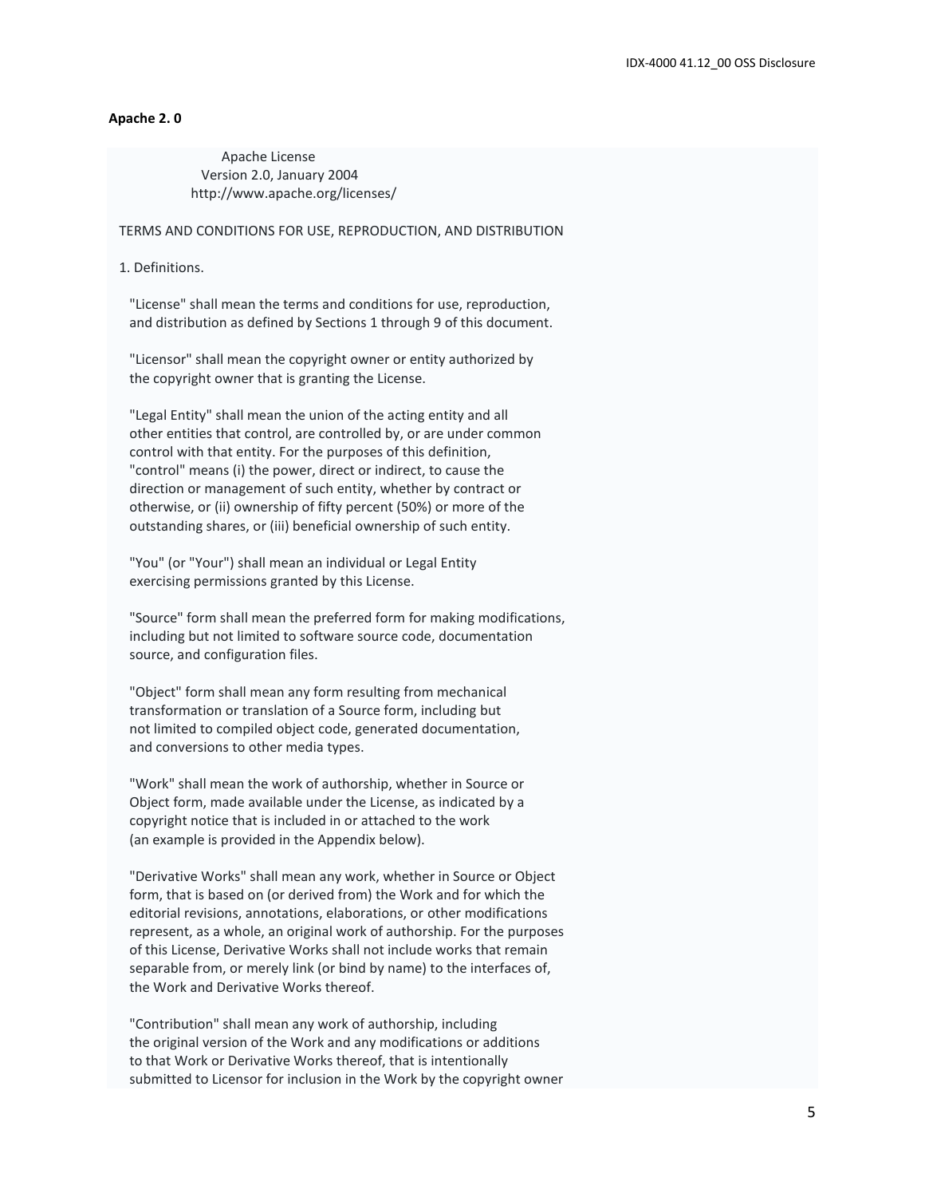**Apache 2. 0**

```
                Apache License
             Version 2.0, January 2004
           http://www.apache.org/licenses/

TERMS AND CONDITIONS FOR USE, REPRODUCTION, AND DISTRIBUTION

1. Definitions.

   "License" shall mean the terms and conditions for use, reproduction,
   and distribution as defined by Sections 1 through 9 of this document.

   "Licensor" shall mean the copyright owner or entity authorized by
   the copyright owner that is granting the License.

   "Legal Entity" shall mean the union of the acting entity and all
   other entities that control, are controlled by, or are under common
   control with that entity. For the purposes of this definition,
   "control" means (i) the power, direct or indirect, to cause the
   direction or management of such entity, whether by contract or
   otherwise, or (ii) ownership of fifty percent (50%) or more of the
   outstanding shares, or (iii) beneficial ownership of such entity.

   "You" (or "Your") shall mean an individual or Legal Entity
   exercising permissions granted by this License.

   "Source" form shall mean the preferred form for making modifications,
   including but not limited to software source code, documentation
   source, and configuration files.

   "Object" form shall mean any form resulting from mechanical
   transformation or translation of a Source form, including but
   not limited to compiled object code, generated documentation,
   and conversions to other media types.

   "Work" shall mean the work of authorship, whether in Source or
   Object form, made available under the License, as indicated by a
   copyright notice that is included in or attached to the work
   (an example is provided in the Appendix below).

   "Derivative Works" shall mean any work, whether in Source or Object
   form, that is based on (or derived from) the Work and for which the
   editorial revisions, annotations, elaborations, or other modifications
   represent, as a whole, an original work of authorship. For the purposes
   of this License, Derivative Works shall not include works that remain
   separable from, or merely link (or bind by name) to the interfaces of,
   the Work and Derivative Works thereof.

   "Contribution" shall mean any work of authorship, including
   the original version of the Work and any modifications or additions
   to that Work or Derivative Works thereof, that is intentionally
   submitted to Licensor for inclusion in the Work by the copyright owner
```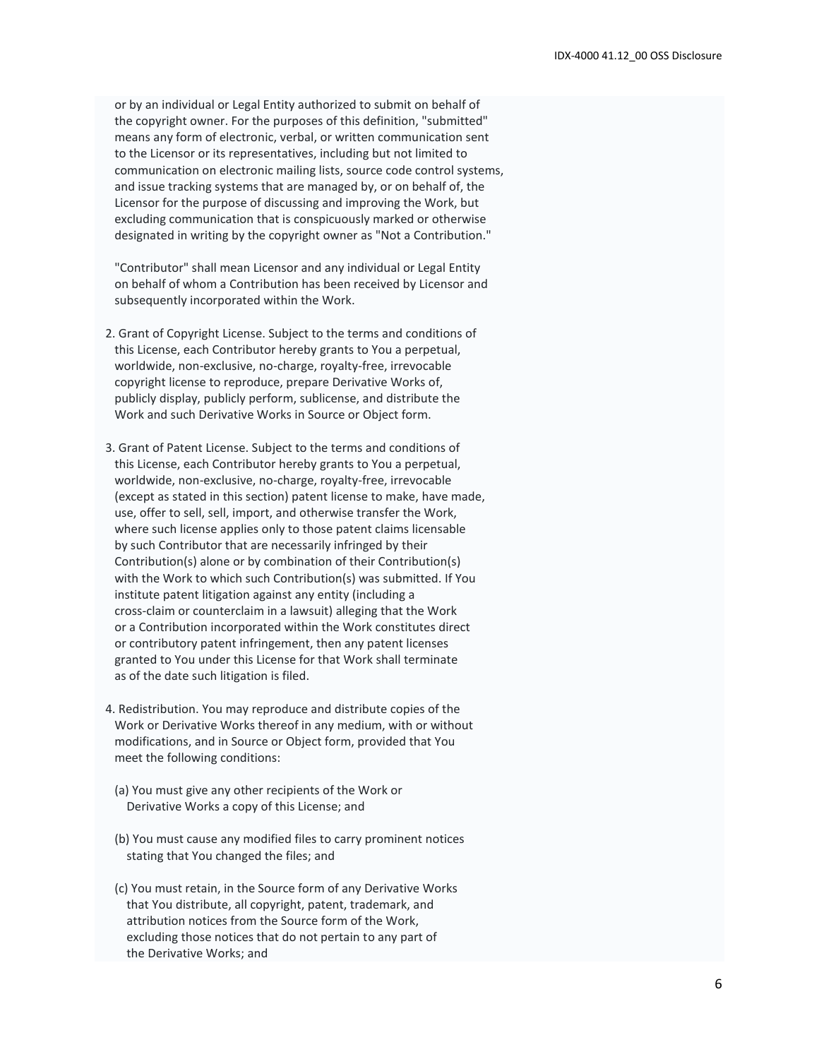or by an individual or Legal Entity authorized to submit on behalf of the copyright owner. For the purposes of this definition, "submitted" means any form of electronic, verbal, or written communication sent to the Licensor or its representatives, including but not limited to communication on electronic mailing lists, source code control systems, and issue tracking systems that are managed by, or on behalf of, the Licensor for the purpose of discussing and improving the Work, but excluding communication that is conspicuously marked or otherwise designated in writing by the copyright owner as "Not a Contribution."

"Contributor" shall mean Licensor and any individual or Legal Entity on behalf of whom a Contribution has been received by Licensor and subsequently incorporated within the Work.

2. Grant of Copyright License. Subject to the terms and conditions of this License, each Contributor hereby grants to You a perpetual, worldwide, non-exclusive, no-charge, royalty-free, irrevocable copyright license to reproduce, prepare Derivative Works of, publicly display, publicly perform, sublicense, and distribute the Work and such Derivative Works in Source or Object form.

3. Grant of Patent License. Subject to the terms and conditions of this License, each Contributor hereby grants to You a perpetual, worldwide, non-exclusive, no-charge, royalty-free, irrevocable (except as stated in this section) patent license to make, have made, use, offer to sell, sell, import, and otherwise transfer the Work, where such license applies only to those patent claims licensable by such Contributor that are necessarily infringed by their Contribution(s) alone or by combination of their Contribution(s) with the Work to which such Contribution(s) was submitted. If You institute patent litigation against any entity (including a cross-claim or counterclaim in a lawsuit) alleging that the Work or a Contribution incorporated within the Work constitutes direct or contributory patent infringement, then any patent licenses granted to You under this License for that Work shall terminate as of the date such litigation is filed.

4. Redistribution. You may reproduce and distribute copies of the Work or Derivative Works thereof in any medium, with or without modifications, and in Source or Object form, provided that You meet the following conditions:

   (a) You must give any other recipients of the Work or Derivative Works a copy of this License; and

   (b) You must cause any modified files to carry prominent notices stating that You changed the files; and

   (c) You must retain, in the Source form of any Derivative Works that You distribute, all copyright, patent, trademark, and attribution notices from the Source form of the Work, excluding those notices that do not pertain to any part of the Derivative Works; and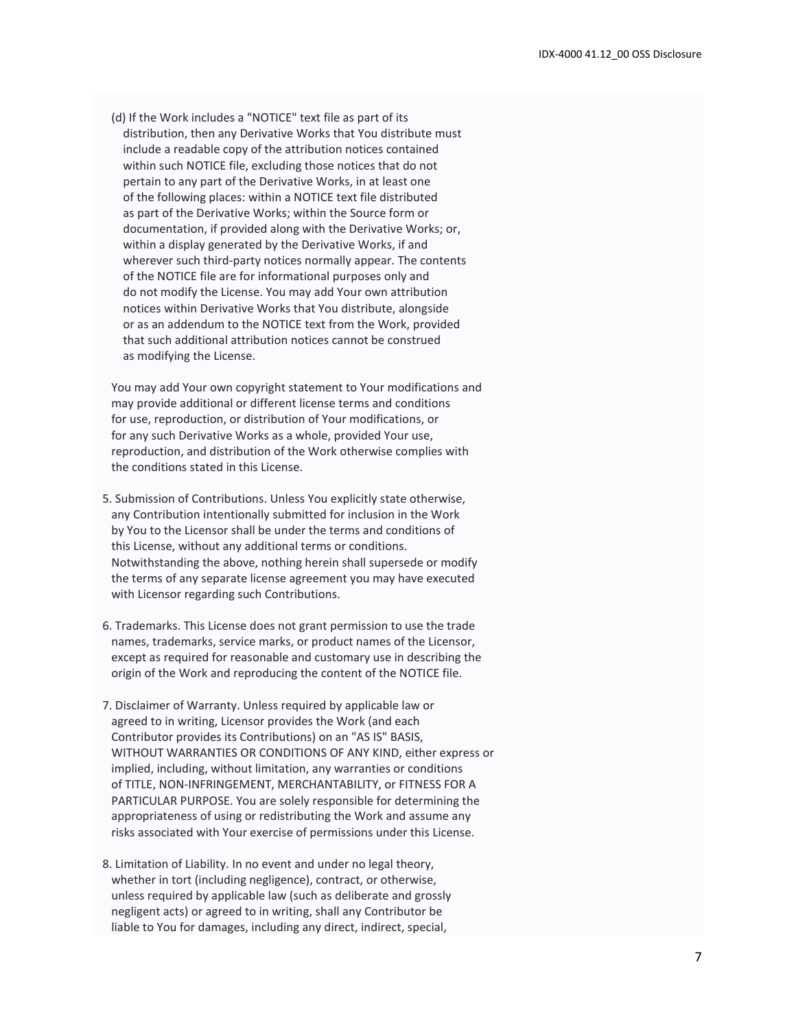(d) If the Work includes a "NOTICE" text file as part of its distribution, then any Derivative Works that You distribute must include a readable copy of the attribution notices contained within such NOTICE file, excluding those notices that do not pertain to any part of the Derivative Works, in at least one of the following places: within a NOTICE text file distributed as part of the Derivative Works; within the Source form or documentation, if provided along with the Derivative Works; or, within a display generated by the Derivative Works, if and wherever such third-party notices normally appear. The contents of the NOTICE file are for informational purposes only and do not modify the License. You may add Your own attribution notices within Derivative Works that You distribute, alongside or as an addendum to the NOTICE text from the Work, provided that such additional attribution notices cannot be construed as modifying the License.

You may add Your own copyright statement to Your modifications and may provide additional or different license terms and conditions for use, reproduction, or distribution of Your modifications, or for any such Derivative Works as a whole, provided Your use, reproduction, and distribution of the Work otherwise complies with the conditions stated in this License.

5. Submission of Contributions. Unless You explicitly state otherwise, any Contribution intentionally submitted for inclusion in the Work by You to the Licensor shall be under the terms and conditions of this License, without any additional terms or conditions. Notwithstanding the above, nothing herein shall supersede or modify the terms of any separate license agreement you may have executed with Licensor regarding such Contributions.

6. Trademarks. This License does not grant permission to use the trade names, trademarks, service marks, or product names of the Licensor, except as required for reasonable and customary use in describing the origin of the Work and reproducing the content of the NOTICE file.

7. Disclaimer of Warranty. Unless required by applicable law or agreed to in writing, Licensor provides the Work (and each Contributor provides its Contributions) on an "AS IS" BASIS, WITHOUT WARRANTIES OR CONDITIONS OF ANY KIND, either express or implied, including, without limitation, any warranties or conditions of TITLE, NON-INFRINGEMENT, MERCHANTABILITY, or FITNESS FOR A PARTICULAR PURPOSE. You are solely responsible for determining the appropriateness of using or redistributing the Work and assume any risks associated with Your exercise of permissions under this License.

8. Limitation of Liability. In no event and under no legal theory, whether in tort (including negligence), contract, or otherwise, unless required by applicable law (such as deliberate and grossly negligent acts) or agreed to in writing, shall any Contributor be liable to You for damages, including any direct, indirect, special,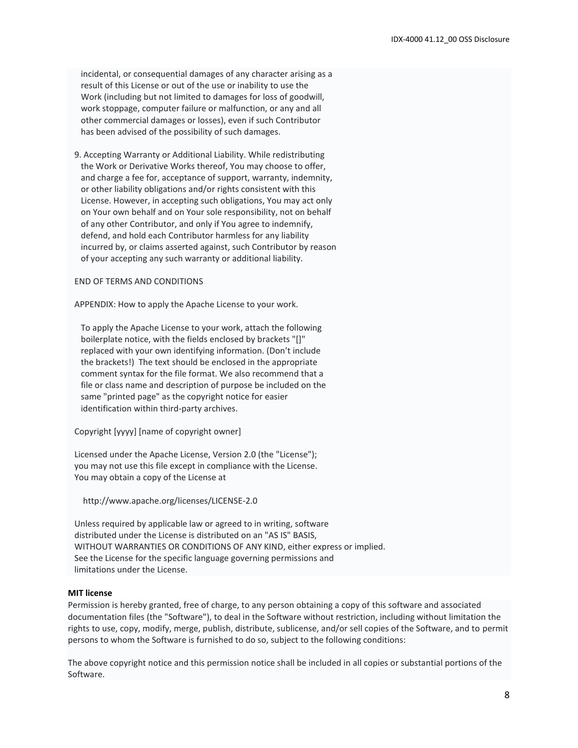incidental, or consequential damages of any character arising as a result of this License or out of the use or inability to use the Work (including but not limited to damages for loss of goodwill, work stoppage, computer failure or malfunction, or any and all other commercial damages or losses), even if such Contributor has been advised of the possibility of such damages.

9. Accepting Warranty or Additional Liability. While redistributing the Work or Derivative Works thereof, You may choose to offer, and charge a fee for, acceptance of support, warranty, indemnity, or other liability obligations and/or rights consistent with this License. However, in accepting such obligations, You may act only on Your own behalf and on Your sole responsibility, not on behalf of any other Contributor, and only if You agree to indemnify, defend, and hold each Contributor harmless for any liability incurred by, or claims asserted against, such Contributor by reason of your accepting any such warranty or additional liability.

END OF TERMS AND CONDITIONS

APPENDIX: How to apply the Apache License to your work.

To apply the Apache License to your work, attach the following boilerplate notice, with the fields enclosed by brackets "[]" replaced with your own identifying information. (Don't include the brackets!) The text should be enclosed in the appropriate comment syntax for the file format. We also recommend that a file or class name and description of purpose be included on the same "printed page" as the copyright notice for easier identification within third-party archives.

Copyright [yyyy] [name of copyright owner]

Licensed under the Apache License, Version 2.0 (the "License");
you may not use this file except in compliance with the License.
You may obtain a copy of the License at

http://www.apache.org/licenses/LICENSE-2.0

Unless required by applicable law or agreed to in writing, software
distributed under the License is distributed on an "AS IS" BASIS,
WITHOUT WARRANTIES OR CONDITIONS OF ANY KIND, either express or implied.
See the License for the specific language governing permissions and
limitations under the License.

**MIT license**

Permission is hereby granted, free of charge, to any person obtaining a copy of this software and associated documentation files (the "Software"), to deal in the Software without restriction, including without limitation the rights to use, copy, modify, merge, publish, distribute, sublicense, and/or sell copies of the Software, and to permit persons to whom the Software is furnished to do so, subject to the following conditions:

The above copyright notice and this permission notice shall be included in all copies or substantial portions of the Software.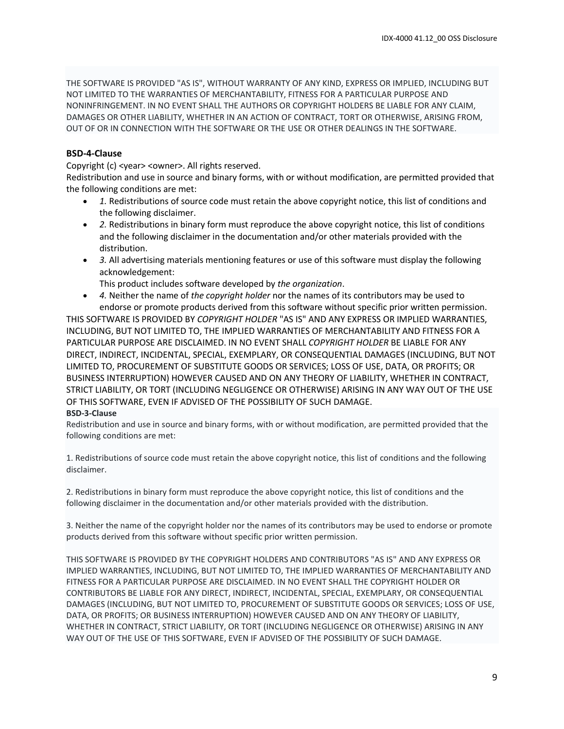THE SOFTWARE IS PROVIDED "AS IS", WITHOUT WARRANTY OF ANY KIND, EXPRESS OR IMPLIED, INCLUDING BUT NOT LIMITED TO THE WARRANTIES OF MERCHANTABILITY, FITNESS FOR A PARTICULAR PURPOSE AND NONINFRINGEMENT. IN NO EVENT SHALL THE AUTHORS OR COPYRIGHT HOLDERS BE LIABLE FOR ANY CLAIM, DAMAGES OR OTHER LIABILITY, WHETHER IN AN ACTION OF CONTRACT, TORT OR OTHERWISE, ARISING FROM, OUT OF OR IN CONNECTION WITH THE SOFTWARE OR THE USE OR OTHER DEALINGS IN THE SOFTWARE.

### BSD-4-Clause

Copyright (c) <year> <owner>. All rights reserved.

Redistribution and use in source and binary forms, with or without modification, are permitted provided that the following conditions are met:

- *1.* Redistributions of source code must retain the above copyright notice, this list of conditions and the following disclaimer.
- *2.* Redistributions in binary form must reproduce the above copyright notice, this list of conditions and the following disclaimer in the documentation and/or other materials provided with the distribution.
- *3.* All advertising materials mentioning features or use of this software must display the following acknowledgement:
  This product includes software developed by *the organization*.
- *4.* Neither the name of *the copyright holder* nor the names of its contributors may be used to endorse or promote products derived from this software without specific prior written permission.

THIS SOFTWARE IS PROVIDED BY *COPYRIGHT HOLDER* "AS IS" AND ANY EXPRESS OR IMPLIED WARRANTIES, INCLUDING, BUT NOT LIMITED TO, THE IMPLIED WARRANTIES OF MERCHANTABILITY AND FITNESS FOR A PARTICULAR PURPOSE ARE DISCLAIMED. IN NO EVENT SHALL *COPYRIGHT HOLDER* BE LIABLE FOR ANY DIRECT, INDIRECT, INCIDENTAL, SPECIAL, EXEMPLARY, OR CONSEQUENTIAL DAMAGES (INCLUDING, BUT NOT LIMITED TO, PROCUREMENT OF SUBSTITUTE GOODS OR SERVICES; LOSS OF USE, DATA, OR PROFITS; OR BUSINESS INTERRUPTION) HOWEVER CAUSED AND ON ANY THEORY OF LIABILITY, WHETHER IN CONTRACT, STRICT LIABILITY, OR TORT (INCLUDING NEGLIGENCE OR OTHERWISE) ARISING IN ANY WAY OUT OF THE USE OF THIS SOFTWARE, EVEN IF ADVISED OF THE POSSIBILITY OF SUCH DAMAGE.

#### BSD-3-Clause

Redistribution and use in source and binary forms, with or without modification, are permitted provided that the following conditions are met:

1. Redistributions of source code must retain the above copyright notice, this list of conditions and the following disclaimer.

2. Redistributions in binary form must reproduce the above copyright notice, this list of conditions and the following disclaimer in the documentation and/or other materials provided with the distribution.

3. Neither the name of the copyright holder nor the names of its contributors may be used to endorse or promote products derived from this software without specific prior written permission.

THIS SOFTWARE IS PROVIDED BY THE COPYRIGHT HOLDERS AND CONTRIBUTORS "AS IS" AND ANY EXPRESS OR IMPLIED WARRANTIES, INCLUDING, BUT NOT LIMITED TO, THE IMPLIED WARRANTIES OF MERCHANTABILITY AND FITNESS FOR A PARTICULAR PURPOSE ARE DISCLAIMED. IN NO EVENT SHALL THE COPYRIGHT HOLDER OR CONTRIBUTORS BE LIABLE FOR ANY DIRECT, INDIRECT, INCIDENTAL, SPECIAL, EXEMPLARY, OR CONSEQUENTIAL DAMAGES (INCLUDING, BUT NOT LIMITED TO, PROCUREMENT OF SUBSTITUTE GOODS OR SERVICES; LOSS OF USE, DATA, OR PROFITS; OR BUSINESS INTERRUPTION) HOWEVER CAUSED AND ON ANY THEORY OF LIABILITY, WHETHER IN CONTRACT, STRICT LIABILITY, OR TORT (INCLUDING NEGLIGENCE OR OTHERWISE) ARISING IN ANY WAY OUT OF THE USE OF THIS SOFTWARE, EVEN IF ADVISED OF THE POSSIBILITY OF SUCH DAMAGE.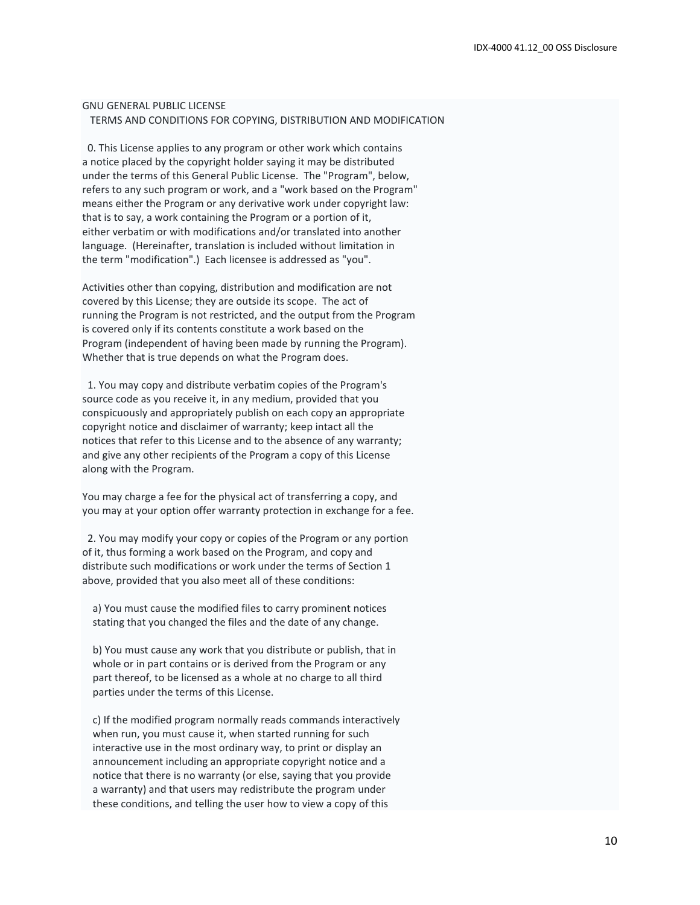GNU GENERAL PUBLIC LICENSE
TERMS AND CONDITIONS FOR COPYING, DISTRIBUTION AND MODIFICATION

0. This License applies to any program or other work which contains a notice placed by the copyright holder saying it may be distributed under the terms of this General Public License. The "Program", below, refers to any such program or work, and a "work based on the Program" means either the Program or any derivative work under copyright law: that is to say, a work containing the Program or a portion of it, either verbatim or with modifications and/or translated into another language. (Hereinafter, translation is included without limitation in the term "modification".) Each licensee is addressed as "you".

Activities other than copying, distribution and modification are not covered by this License; they are outside its scope. The act of running the Program is not restricted, and the output from the Program is covered only if its contents constitute a work based on the Program (independent of having been made by running the Program). Whether that is true depends on what the Program does.

1. You may copy and distribute verbatim copies of the Program's source code as you receive it, in any medium, provided that you conspicuously and appropriately publish on each copy an appropriate copyright notice and disclaimer of warranty; keep intact all the notices that refer to this License and to the absence of any warranty; and give any other recipients of the Program a copy of this License along with the Program.

You may charge a fee for the physical act of transferring a copy, and you may at your option offer warranty protection in exchange for a fee.

2. You may modify your copy or copies of the Program or any portion of it, thus forming a work based on the Program, and copy and distribute such modifications or work under the terms of Section 1 above, provided that you also meet all of these conditions:

a) You must cause the modified files to carry prominent notices stating that you changed the files and the date of any change.

b) You must cause any work that you distribute or publish, that in whole or in part contains or is derived from the Program or any part thereof, to be licensed as a whole at no charge to all third parties under the terms of this License.

c) If the modified program normally reads commands interactively when run, you must cause it, when started running for such interactive use in the most ordinary way, to print or display an announcement including an appropriate copyright notice and a notice that there is no warranty (or else, saying that you provide a warranty) and that users may redistribute the program under these conditions, and telling the user how to view a copy of this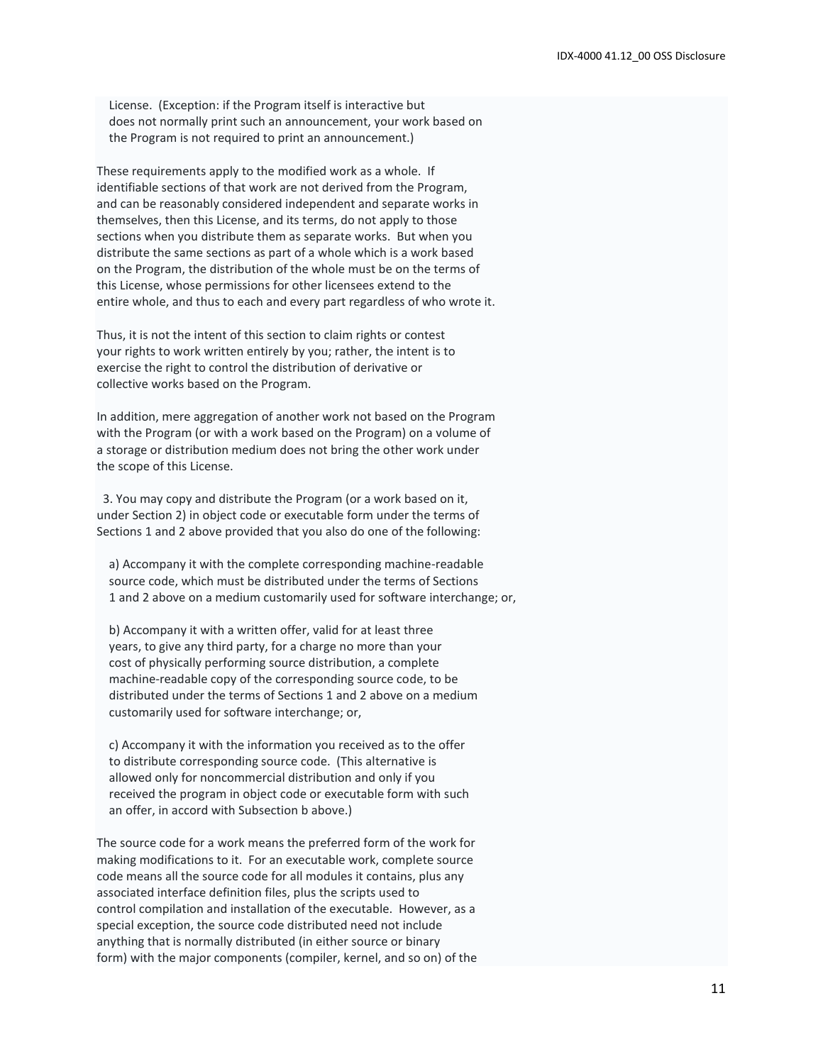License. (Exception: if the Program itself is interactive but does not normally print such an announcement, your work based on the Program is not required to print an announcement.)

These requirements apply to the modified work as a whole. If identifiable sections of that work are not derived from the Program, and can be reasonably considered independent and separate works in themselves, then this License, and its terms, do not apply to those sections when you distribute them as separate works. But when you distribute the same sections as part of a whole which is a work based on the Program, the distribution of the whole must be on the terms of this License, whose permissions for other licensees extend to the entire whole, and thus to each and every part regardless of who wrote it.

Thus, it is not the intent of this section to claim rights or contest your rights to work written entirely by you; rather, the intent is to exercise the right to control the distribution of derivative or collective works based on the Program.

In addition, mere aggregation of another work not based on the Program with the Program (or with a work based on the Program) on a volume of a storage or distribution medium does not bring the other work under the scope of this License.

3. You may copy and distribute the Program (or a work based on it, under Section 2) in object code or executable form under the terms of Sections 1 and 2 above provided that you also do one of the following:

a) Accompany it with the complete corresponding machine-readable source code, which must be distributed under the terms of Sections 1 and 2 above on a medium customarily used for software interchange; or,

b) Accompany it with a written offer, valid for at least three years, to give any third party, for a charge no more than your cost of physically performing source distribution, a complete machine-readable copy of the corresponding source code, to be distributed under the terms of Sections 1 and 2 above on a medium customarily used for software interchange; or,

c) Accompany it with the information you received as to the offer to distribute corresponding source code. (This alternative is allowed only for noncommercial distribution and only if you received the program in object code or executable form with such an offer, in accord with Subsection b above.)

The source code for a work means the preferred form of the work for making modifications to it. For an executable work, complete source code means all the source code for all modules it contains, plus any associated interface definition files, plus the scripts used to control compilation and installation of the executable. However, as a special exception, the source code distributed need not include anything that is normally distributed (in either source or binary form) with the major components (compiler, kernel, and so on) of the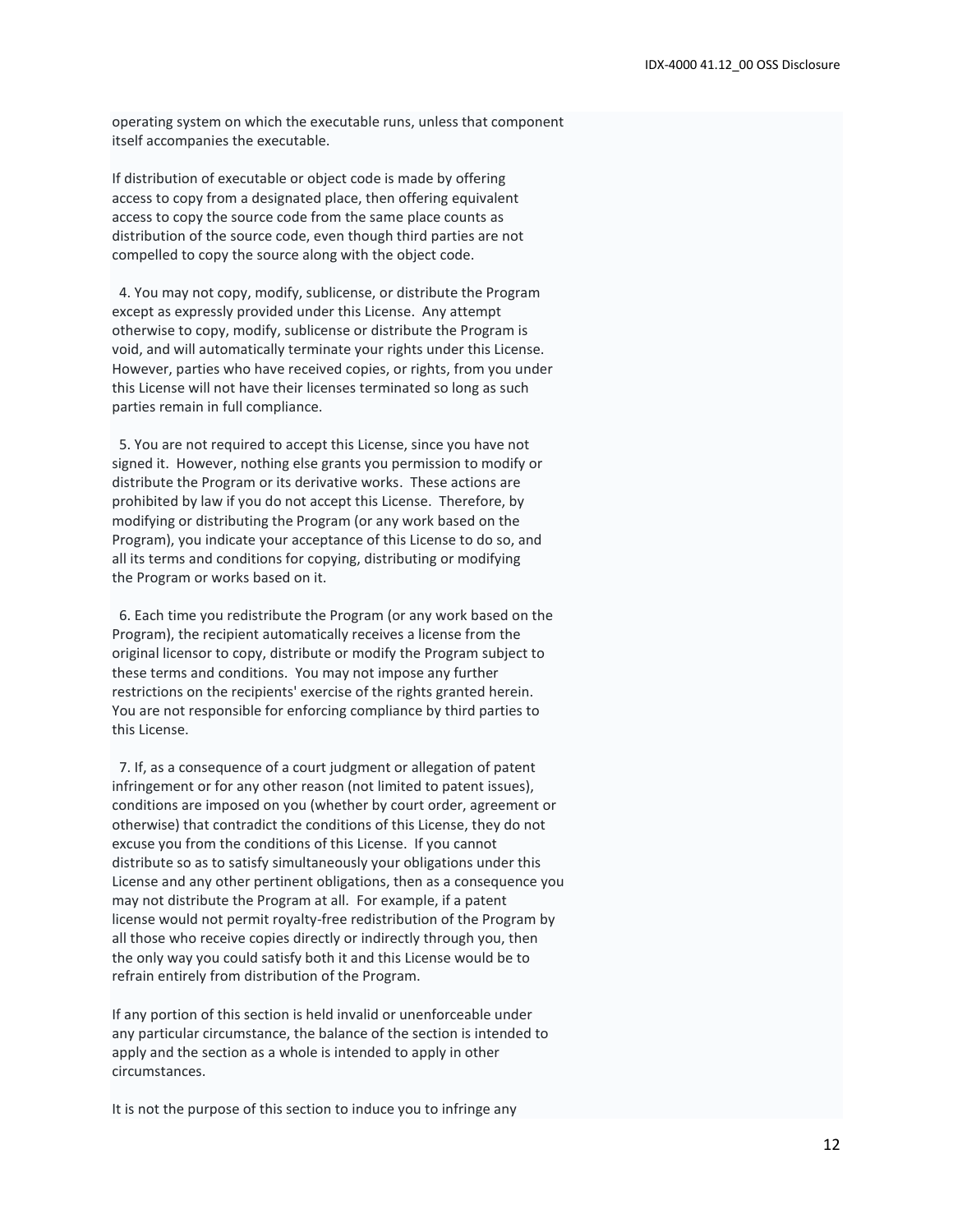operating system on which the executable runs, unless that component itself accompanies the executable.

If distribution of executable or object code is made by offering access to copy from a designated place, then offering equivalent access to copy the source code from the same place counts as distribution of the source code, even though third parties are not compelled to copy the source along with the object code.

4. You may not copy, modify, sublicense, or distribute the Program except as expressly provided under this License. Any attempt otherwise to copy, modify, sublicense or distribute the Program is void, and will automatically terminate your rights under this License. However, parties who have received copies, or rights, from you under this License will not have their licenses terminated so long as such parties remain in full compliance.

5. You are not required to accept this License, since you have not signed it. However, nothing else grants you permission to modify or distribute the Program or its derivative works. These actions are prohibited by law if you do not accept this License. Therefore, by modifying or distributing the Program (or any work based on the Program), you indicate your acceptance of this License to do so, and all its terms and conditions for copying, distributing or modifying the Program or works based on it.

6. Each time you redistribute the Program (or any work based on the Program), the recipient automatically receives a license from the original licensor to copy, distribute or modify the Program subject to these terms and conditions. You may not impose any further restrictions on the recipients' exercise of the rights granted herein. You are not responsible for enforcing compliance by third parties to this License.

7. If, as a consequence of a court judgment or allegation of patent infringement or for any other reason (not limited to patent issues), conditions are imposed on you (whether by court order, agreement or otherwise) that contradict the conditions of this License, they do not excuse you from the conditions of this License. If you cannot distribute so as to satisfy simultaneously your obligations under this License and any other pertinent obligations, then as a consequence you may not distribute the Program at all. For example, if a patent license would not permit royalty-free redistribution of the Program by all those who receive copies directly or indirectly through you, then the only way you could satisfy both it and this License would be to refrain entirely from distribution of the Program.

If any portion of this section is held invalid or unenforceable under any particular circumstance, the balance of the section is intended to apply and the section as a whole is intended to apply in other circumstances.

It is not the purpose of this section to induce you to infringe any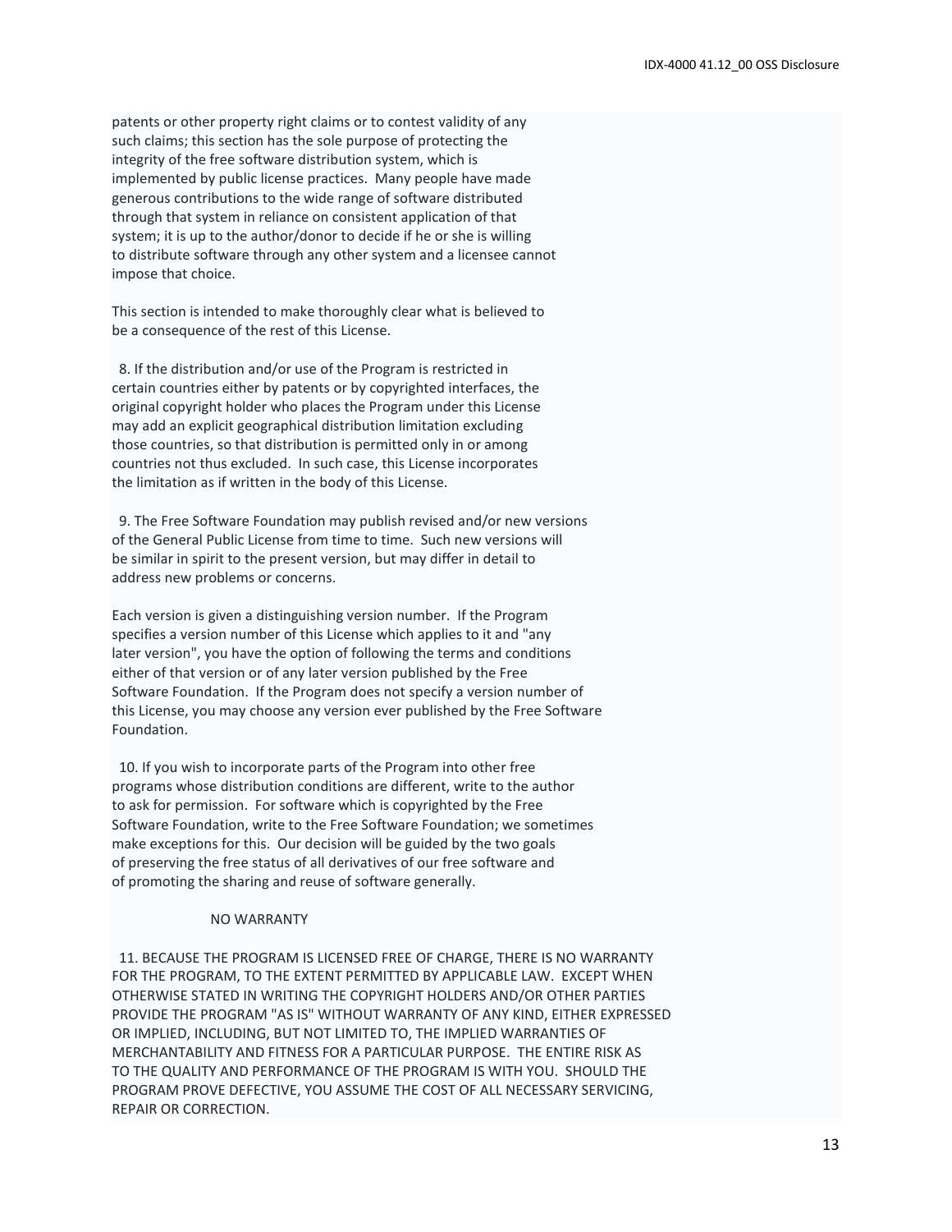patents or other property right claims or to contest validity of any
such claims; this section has the sole purpose of protecting the
integrity of the free software distribution system, which is
implemented by public license practices. Many people have made
generous contributions to the wide range of software distributed
through that system in reliance on consistent application of that
system; it is up to the author/donor to decide if he or she is willing
to distribute software through any other system and a licensee cannot
impose that choice.

This section is intended to make thoroughly clear what is believed to
be a consequence of the rest of this License.

8. If the distribution and/or use of the Program is restricted in
certain countries either by patents or by copyrighted interfaces, the
original copyright holder who places the Program under this License
may add an explicit geographical distribution limitation excluding
those countries, so that distribution is permitted only in or among
countries not thus excluded. In such case, this License incorporates
the limitation as if written in the body of this License.

9. The Free Software Foundation may publish revised and/or new versions
of the General Public License from time to time. Such new versions will
be similar in spirit to the present version, but may differ in detail to
address new problems or concerns.

Each version is given a distinguishing version number. If the Program
specifies a version number of this License which applies to it and "any
later version", you have the option of following the terms and conditions
either of that version or of any later version published by the Free
Software Foundation. If the Program does not specify a version number of
this License, you may choose any version ever published by the Free Software
Foundation.

10. If you wish to incorporate parts of the Program into other free
programs whose distribution conditions are different, write to the author
to ask for permission. For software which is copyrighted by the Free
Software Foundation, write to the Free Software Foundation; we sometimes
make exceptions for this. Our decision will be guided by the two goals
of preserving the free status of all derivatives of our free software and
of promoting the sharing and reuse of software generally.

NO WARRANTY

11. BECAUSE THE PROGRAM IS LICENSED FREE OF CHARGE, THERE IS NO WARRANTY
FOR THE PROGRAM, TO THE EXTENT PERMITTED BY APPLICABLE LAW. EXCEPT WHEN
OTHERWISE STATED IN WRITING THE COPYRIGHT HOLDERS AND/OR OTHER PARTIES
PROVIDE THE PROGRAM "AS IS" WITHOUT WARRANTY OF ANY KIND, EITHER EXPRESSED
OR IMPLIED, INCLUDING, BUT NOT LIMITED TO, THE IMPLIED WARRANTIES OF
MERCHANTABILITY AND FITNESS FOR A PARTICULAR PURPOSE. THE ENTIRE RISK AS
TO THE QUALITY AND PERFORMANCE OF THE PROGRAM IS WITH YOU. SHOULD THE
PROGRAM PROVE DEFECTIVE, YOU ASSUME THE COST OF ALL NECESSARY SERVICING,
REPAIR OR CORRECTION.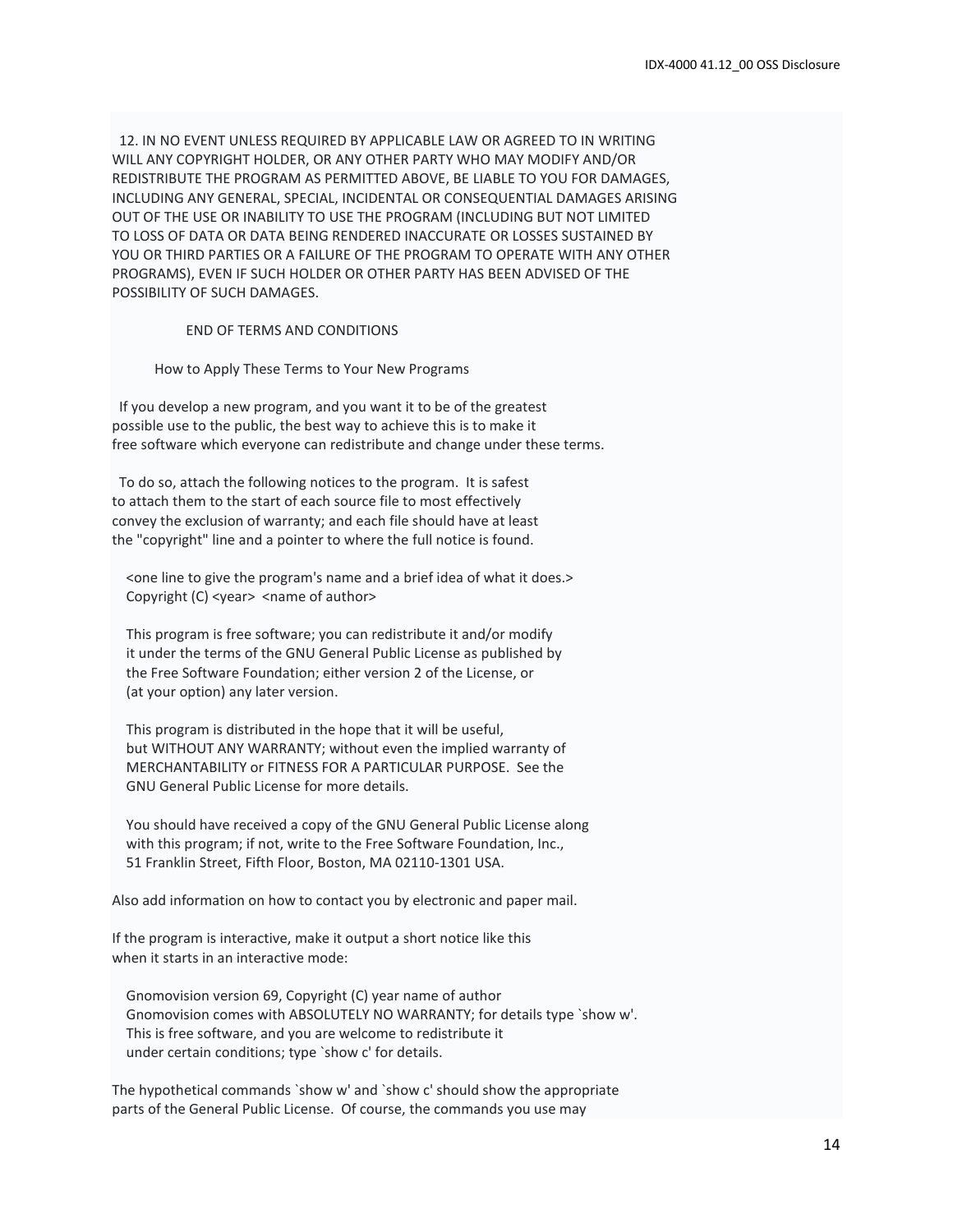12. IN NO EVENT UNLESS REQUIRED BY APPLICABLE LAW OR AGREED TO IN WRITING WILL ANY COPYRIGHT HOLDER, OR ANY OTHER PARTY WHO MAY MODIFY AND/OR REDISTRIBUTE THE PROGRAM AS PERMITTED ABOVE, BE LIABLE TO YOU FOR DAMAGES, INCLUDING ANY GENERAL, SPECIAL, INCIDENTAL OR CONSEQUENTIAL DAMAGES ARISING OUT OF THE USE OR INABILITY TO USE THE PROGRAM (INCLUDING BUT NOT LIMITED TO LOSS OF DATA OR DATA BEING RENDERED INACCURATE OR LOSSES SUSTAINED BY YOU OR THIRD PARTIES OR A FAILURE OF THE PROGRAM TO OPERATE WITH ANY OTHER PROGRAMS), EVEN IF SUCH HOLDER OR OTHER PARTY HAS BEEN ADVISED OF THE POSSIBILITY OF SUCH DAMAGES.

END OF TERMS AND CONDITIONS

How to Apply These Terms to Your New Programs

If you develop a new program, and you want it to be of the greatest possible use to the public, the best way to achieve this is to make it free software which everyone can redistribute and change under these terms.

To do so, attach the following notices to the program. It is safest to attach them to the start of each source file to most effectively convey the exclusion of warranty; and each file should have at least the "copyright" line and a pointer to where the full notice is found.

```
<one line to give the program's name and a brief idea of what it does.>
Copyright (C) <year>  <name of author>

This program is free software; you can redistribute it and/or modify
it under the terms of the GNU General Public License as published by
the Free Software Foundation; either version 2 of the License, or
(at your option) any later version.

This program is distributed in the hope that it will be useful,
but WITHOUT ANY WARRANTY; without even the implied warranty of
MERCHANTABILITY or FITNESS FOR A PARTICULAR PURPOSE.  See the
GNU General Public License for more details.

You should have received a copy of the GNU General Public License along
with this program; if not, write to the Free Software Foundation, Inc.,
51 Franklin Street, Fifth Floor, Boston, MA 02110-1301 USA.
```

Also add information on how to contact you by electronic and paper mail.

If the program is interactive, make it output a short notice like this when it starts in an interactive mode:

```
Gnomovision version 69, Copyright (C) year name of author
Gnomovision comes with ABSOLUTELY NO WARRANTY; for details type `show w'.
This is free software, and you are welcome to redistribute it
under certain conditions; type `show c' for details.
```

The hypothetical commands `show w' and `show c' should show the appropriate parts of the General Public License. Of course, the commands you use may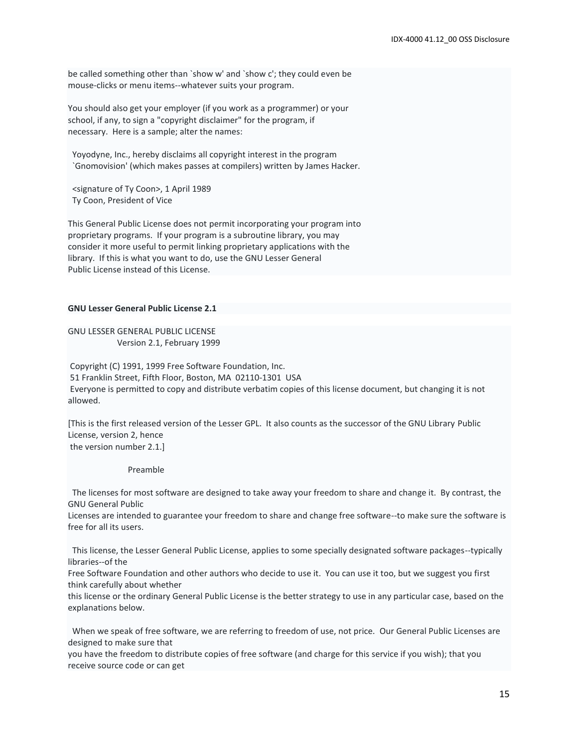be called something other than `show w' and `show c'; they could even be
mouse-clicks or menu items--whatever suits your program.

You should also get your employer (if you work as a programmer) or your
school, if any, to sign a "copyright disclaimer" for the program, if
necessary. Here is a sample; alter the names:

Yoyodyne, Inc., hereby disclaims all copyright interest in the program
`Gnomovision' (which makes passes at compilers) written by James Hacker.

<signature of Ty Coon>, 1 April 1989
Ty Coon, President of Vice

This General Public License does not permit incorporating your program into
proprietary programs. If your program is a subroutine library, you may
consider it more useful to permit linking proprietary applications with the
library. If this is what you want to do, use the GNU Lesser General
Public License instead of this License.

**GNU Lesser General Public License 2.1**

GNU LESSER GENERAL PUBLIC LICENSE
Version 2.1, February 1999

Copyright (C) 1991, 1999 Free Software Foundation, Inc.
51 Franklin Street, Fifth Floor, Boston, MA 02110-1301 USA
Everyone is permitted to copy and distribute verbatim copies of this license document, but changing it is not allowed.

[This is the first released version of the Lesser GPL. It also counts as the successor of the GNU Library Public License, version 2, hence
the version number 2.1.]

Preamble

The licenses for most software are designed to take away your freedom to share and change it. By contrast, the GNU General Public
Licenses are intended to guarantee your freedom to share and change free software--to make sure the software is free for all its users.

This license, the Lesser General Public License, applies to some specially designated software packages--typically libraries--of the
Free Software Foundation and other authors who decide to use it. You can use it too, but we suggest you first think carefully about whether
this license or the ordinary General Public License is the better strategy to use in any particular case, based on the explanations below.

When we speak of free software, we are referring to freedom of use, not price. Our General Public Licenses are designed to make sure that
you have the freedom to distribute copies of free software (and charge for this service if you wish); that you receive source code or can get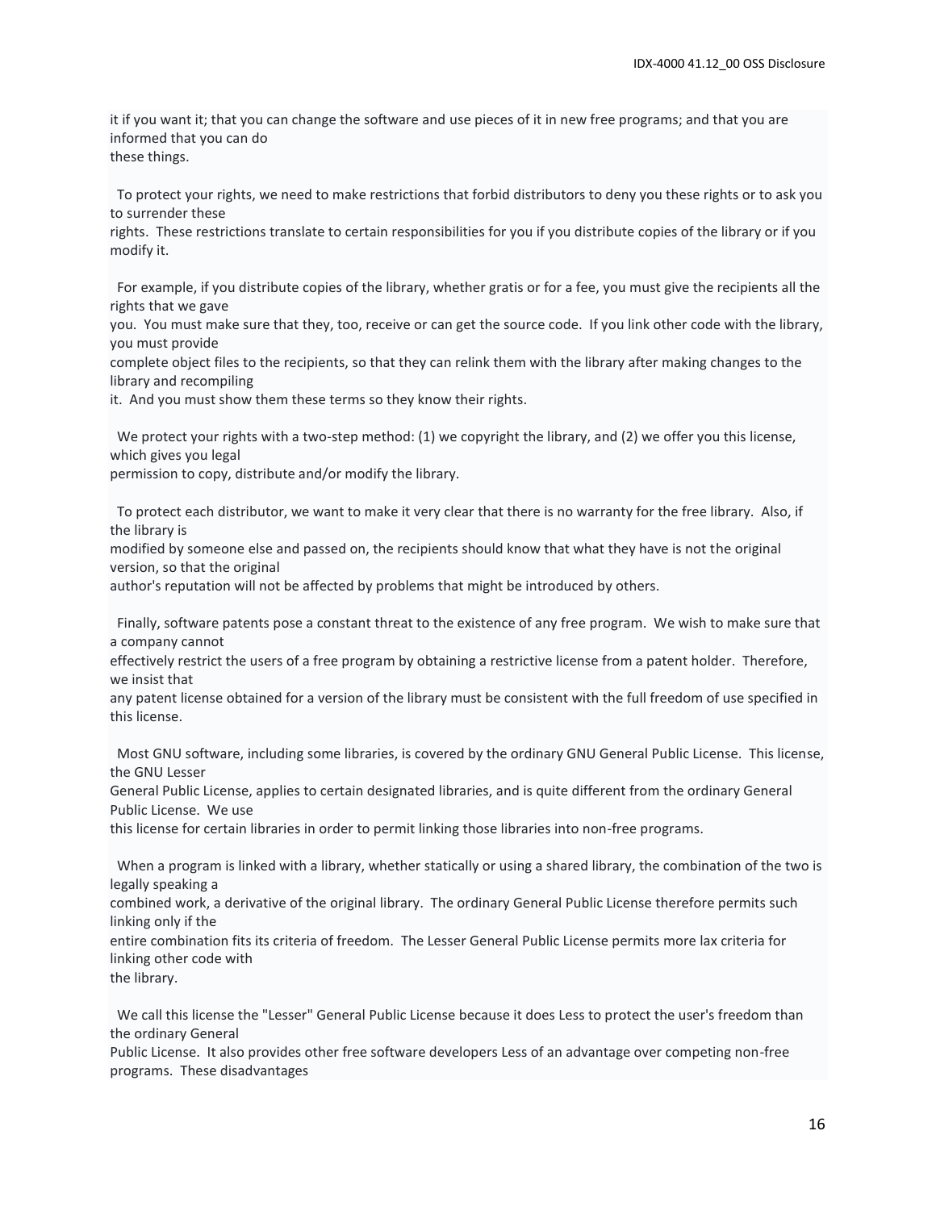it if you want it; that you can change the software and use pieces of it in new free programs; and that you are informed that you can do these things.

To protect your rights, we need to make restrictions that forbid distributors to deny you these rights or to ask you to surrender these rights. These restrictions translate to certain responsibilities for you if you distribute copies of the library or if you modify it.

For example, if you distribute copies of the library, whether gratis or for a fee, you must give the recipients all the rights that we gave you. You must make sure that they, too, receive or can get the source code. If you link other code with the library, you must provide complete object files to the recipients, so that they can relink them with the library after making changes to the library and recompiling it. And you must show them these terms so they know their rights.

We protect your rights with a two-step method: (1) we copyright the library, and (2) we offer you this license, which gives you legal permission to copy, distribute and/or modify the library.

To protect each distributor, we want to make it very clear that there is no warranty for the free library. Also, if the library is modified by someone else and passed on, the recipients should know that what they have is not the original version, so that the original author's reputation will not be affected by problems that might be introduced by others.

Finally, software patents pose a constant threat to the existence of any free program. We wish to make sure that a company cannot effectively restrict the users of a free program by obtaining a restrictive license from a patent holder. Therefore, we insist that any patent license obtained for a version of the library must be consistent with the full freedom of use specified in this license.

Most GNU software, including some libraries, is covered by the ordinary GNU General Public License. This license, the GNU Lesser General Public License, applies to certain designated libraries, and is quite different from the ordinary General Public License. We use this license for certain libraries in order to permit linking those libraries into non-free programs.

When a program is linked with a library, whether statically or using a shared library, the combination of the two is legally speaking a combined work, a derivative of the original library. The ordinary General Public License therefore permits such linking only if the entire combination fits its criteria of freedom. The Lesser General Public License permits more lax criteria for linking other code with the library.

We call this license the "Lesser" General Public License because it does Less to protect the user's freedom than the ordinary General Public License. It also provides other free software developers Less of an advantage over competing non-free programs. These disadvantages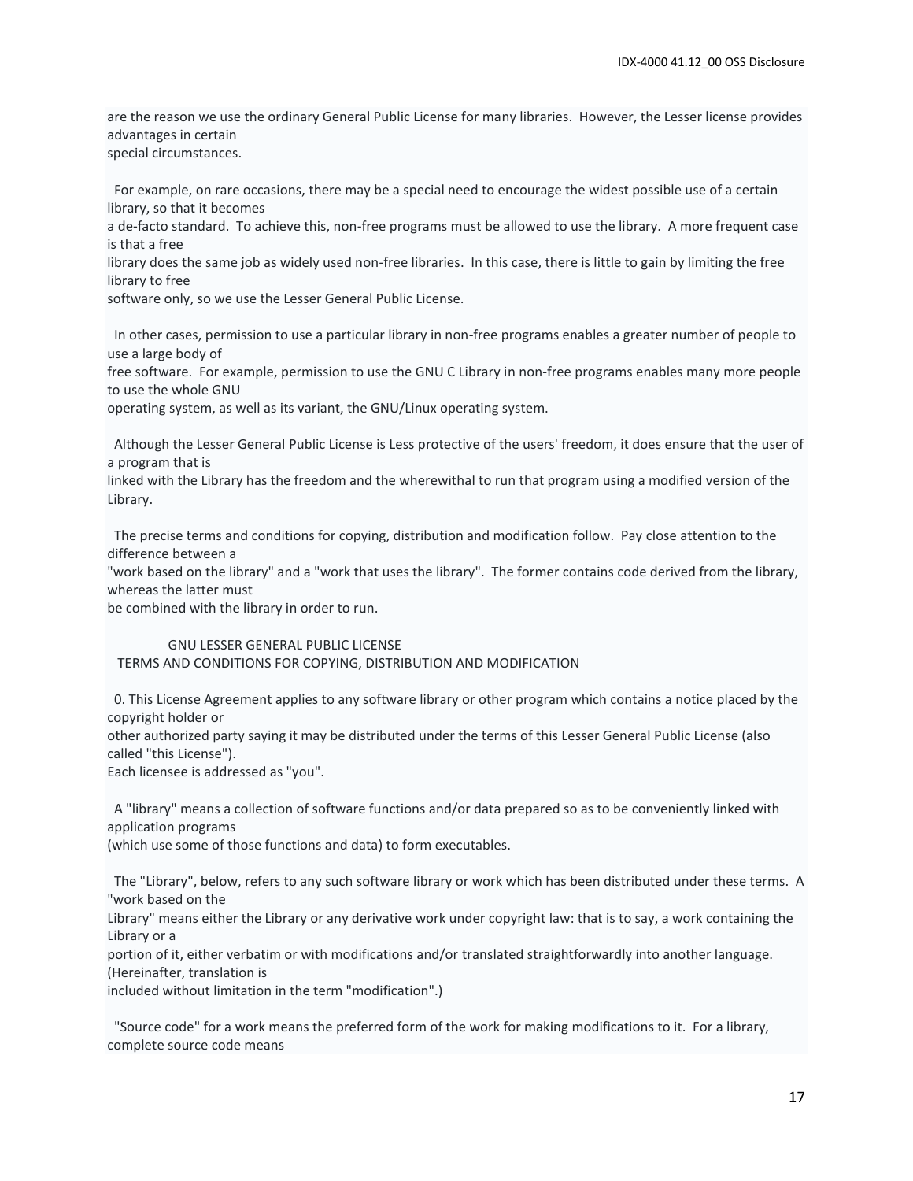are the reason we use the ordinary General Public License for many libraries. However, the Lesser license provides advantages in certain
special circumstances.

For example, on rare occasions, there may be a special need to encourage the widest possible use of a certain library, so that it becomes
a de-facto standard. To achieve this, non-free programs must be allowed to use the library. A more frequent case is that a free
library does the same job as widely used non-free libraries. In this case, there is little to gain by limiting the free library to free
software only, so we use the Lesser General Public License.

In other cases, permission to use a particular library in non-free programs enables a greater number of people to use a large body of
free software. For example, permission to use the GNU C Library in non-free programs enables many more people to use the whole GNU
operating system, as well as its variant, the GNU/Linux operating system.

Although the Lesser General Public License is Less protective of the users' freedom, it does ensure that the user of a program that is
linked with the Library has the freedom and the wherewithal to run that program using a modified version of the Library.

The precise terms and conditions for copying, distribution and modification follow. Pay close attention to the difference between a
"work based on the library" and a "work that uses the library". The former contains code derived from the library, whereas the latter must
be combined with the library in order to run.

GNU LESSER GENERAL PUBLIC LICENSE
TERMS AND CONDITIONS FOR COPYING, DISTRIBUTION AND MODIFICATION

0. This License Agreement applies to any software library or other program which contains a notice placed by the copyright holder or
other authorized party saying it may be distributed under the terms of this Lesser General Public License (also called "this License").
Each licensee is addressed as "you".

A "library" means a collection of software functions and/or data prepared so as to be conveniently linked with application programs
(which use some of those functions and data) to form executables.

The "Library", below, refers to any such software library or work which has been distributed under these terms. A "work based on the
Library" means either the Library or any derivative work under copyright law: that is to say, a work containing the Library or a
portion of it, either verbatim or with modifications and/or translated straightforwardly into another language. (Hereinafter, translation is
included without limitation in the term "modification".)

"Source code" for a work means the preferred form of the work for making modifications to it. For a library, complete source code means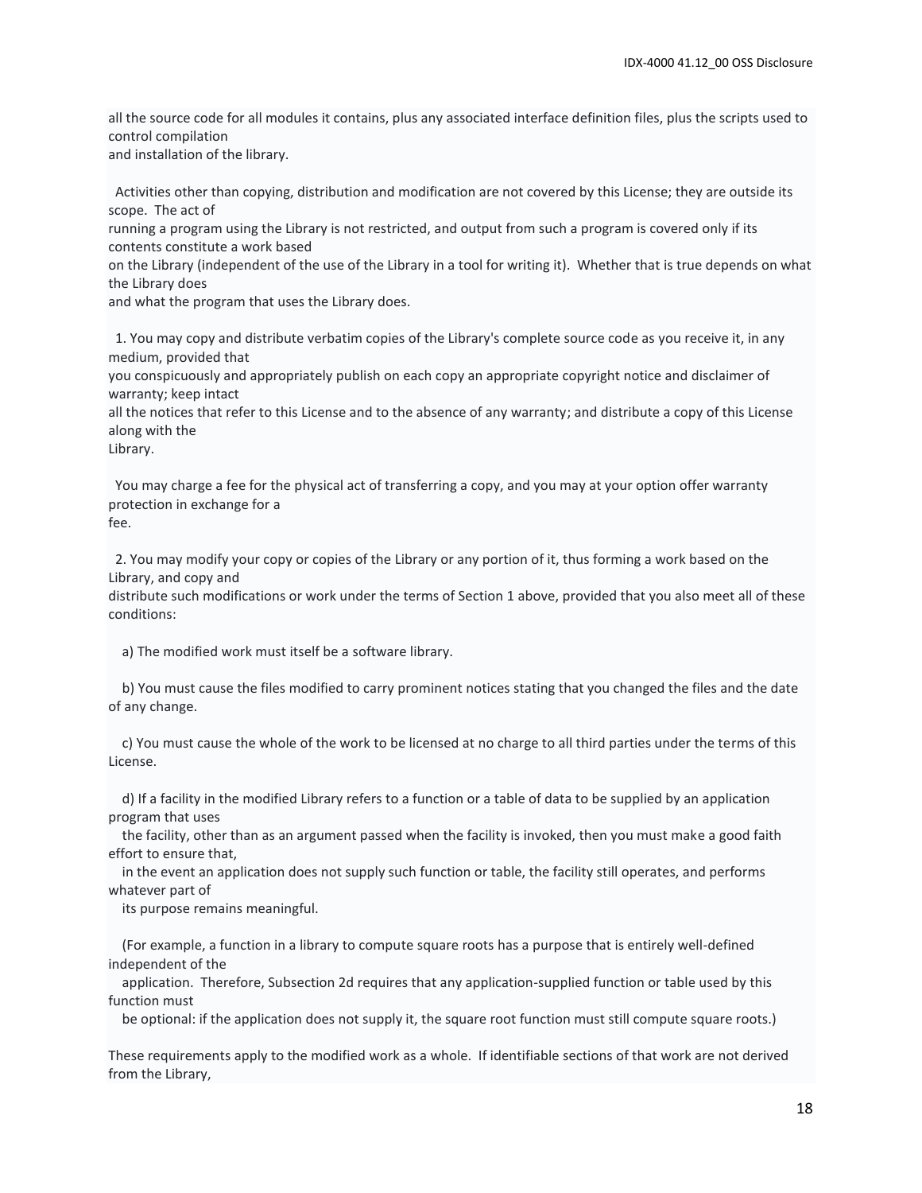all the source code for all modules it contains, plus any associated interface definition files, plus the scripts used to control compilation
and installation of the library.

Activities other than copying, distribution and modification are not covered by this License; they are outside its scope. The act of
running a program using the Library is not restricted, and output from such a program is covered only if its contents constitute a work based
on the Library (independent of the use of the Library in a tool for writing it). Whether that is true depends on what the Library does
and what the program that uses the Library does.

1. You may copy and distribute verbatim copies of the Library's complete source code as you receive it, in any medium, provided that
you conspicuously and appropriately publish on each copy an appropriate copyright notice and disclaimer of warranty; keep intact
all the notices that refer to this License and to the absence of any warranty; and distribute a copy of this License along with the
Library.

You may charge a fee for the physical act of transferring a copy, and you may at your option offer warranty protection in exchange for a
fee.

2. You may modify your copy or copies of the Library or any portion of it, thus forming a work based on the Library, and copy and
distribute such modifications or work under the terms of Section 1 above, provided that you also meet all of these conditions:

a) The modified work must itself be a software library.

b) You must cause the files modified to carry prominent notices stating that you changed the files and the date of any change.

c) You must cause the whole of the work to be licensed at no charge to all third parties under the terms of this License.

d) If a facility in the modified Library refers to a function or a table of data to be supplied by an application program that uses
the facility, other than as an argument passed when the facility is invoked, then you must make a good faith effort to ensure that,
in the event an application does not supply such function or table, the facility still operates, and performs whatever part of
its purpose remains meaningful.

(For example, a function in a library to compute square roots has a purpose that is entirely well-defined independent of the
application. Therefore, Subsection 2d requires that any application-supplied function or table used by this function must
be optional: if the application does not supply it, the square root function must still compute square roots.)

These requirements apply to the modified work as a whole. If identifiable sections of that work are not derived from the Library,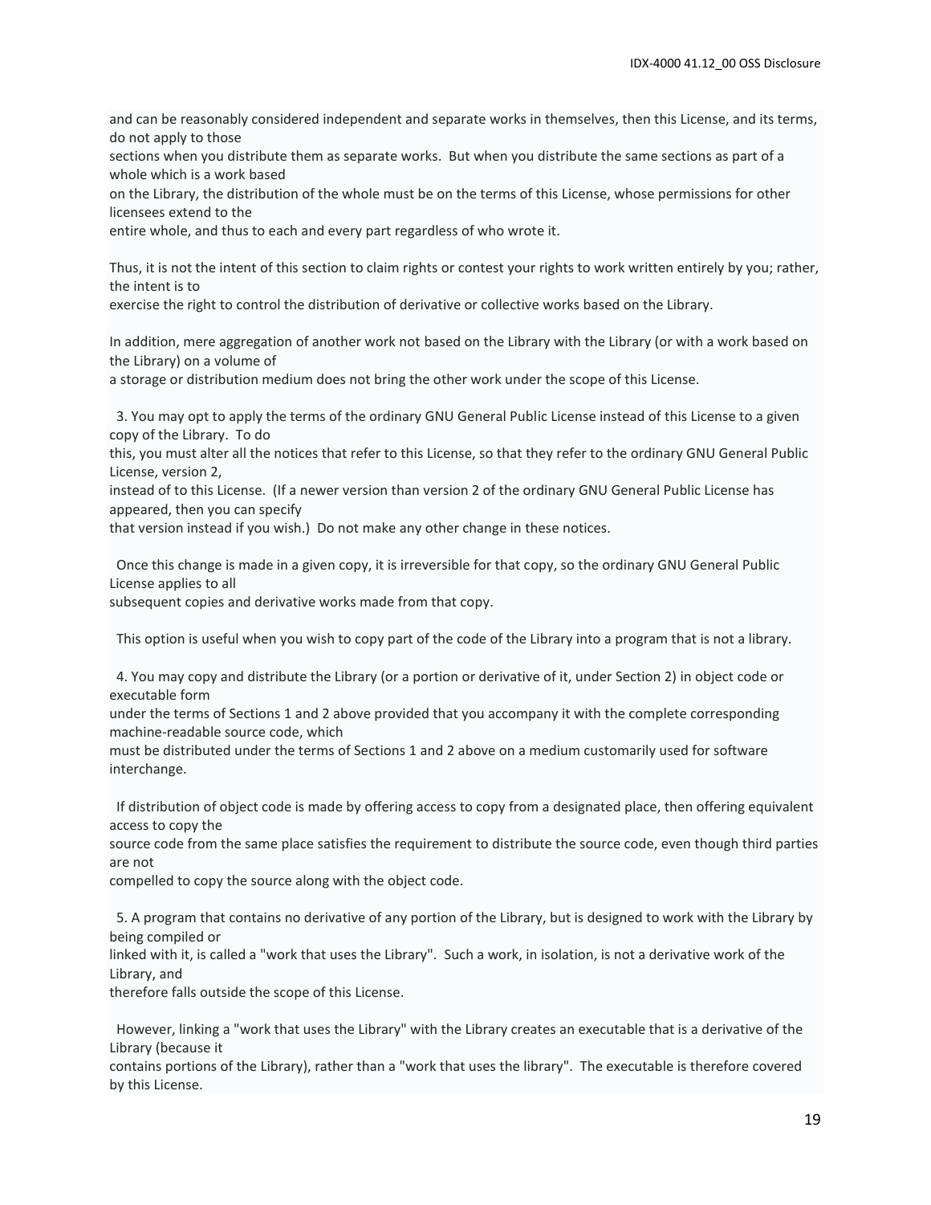and can be reasonably considered independent and separate works in themselves, then this License, and its terms, do not apply to those
sections when you distribute them as separate works. But when you distribute the same sections as part of a whole which is a work based
on the Library, the distribution of the whole must be on the terms of this License, whose permissions for other licensees extend to the
entire whole, and thus to each and every part regardless of who wrote it.

Thus, it is not the intent of this section to claim rights or contest your rights to work written entirely by you; rather, the intent is to
exercise the right to control the distribution of derivative or collective works based on the Library.

In addition, mere aggregation of another work not based on the Library with the Library (or with a work based on the Library) on a volume of
a storage or distribution medium does not bring the other work under the scope of this License.

3. You may opt to apply the terms of the ordinary GNU General Public License instead of this License to a given copy of the Library. To do
this, you must alter all the notices that refer to this License, so that they refer to the ordinary GNU General Public License, version 2,
instead of to this License. (If a newer version than version 2 of the ordinary GNU General Public License has appeared, then you can specify
that version instead if you wish.) Do not make any other change in these notices.

Once this change is made in a given copy, it is irreversible for that copy, so the ordinary GNU General Public License applies to all
subsequent copies and derivative works made from that copy.

This option is useful when you wish to copy part of the code of the Library into a program that is not a library.

4. You may copy and distribute the Library (or a portion or derivative of it, under Section 2) in object code or executable form
under the terms of Sections 1 and 2 above provided that you accompany it with the complete corresponding machine-readable source code, which
must be distributed under the terms of Sections 1 and 2 above on a medium customarily used for software interchange.

If distribution of object code is made by offering access to copy from a designated place, then offering equivalent access to copy the
source code from the same place satisfies the requirement to distribute the source code, even though third parties are not
compelled to copy the source along with the object code.

5. A program that contains no derivative of any portion of the Library, but is designed to work with the Library by being compiled or
linked with it, is called a "work that uses the Library". Such a work, in isolation, is not a derivative work of the Library, and
therefore falls outside the scope of this License.

However, linking a "work that uses the Library" with the Library creates an executable that is a derivative of the Library (because it
contains portions of the Library), rather than a "work that uses the library". The executable is therefore covered by this License.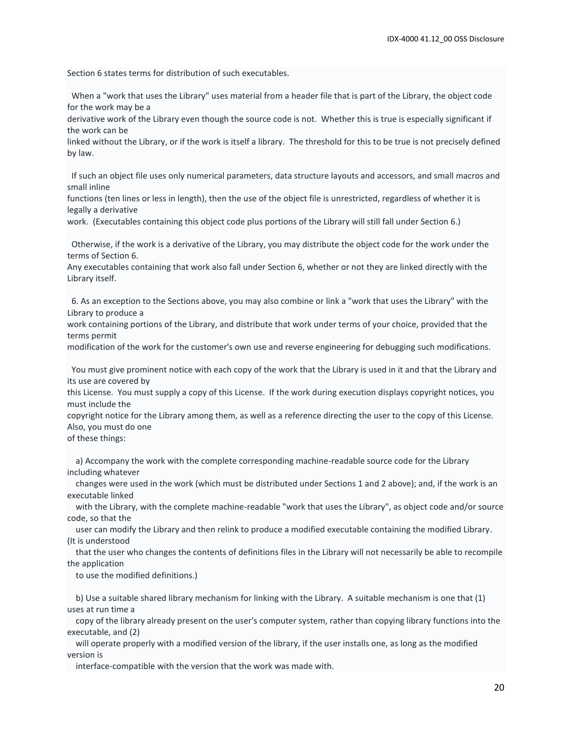Section 6 states terms for distribution of such executables.

When a "work that uses the Library" uses material from a header file that is part of the Library, the object code for the work may be a derivative work of the Library even though the source code is not. Whether this is true is especially significant if the work can be linked without the Library, or if the work is itself a library. The threshold for this to be true is not precisely defined by law.

If such an object file uses only numerical parameters, data structure layouts and accessors, and small macros and small inline functions (ten lines or less in length), then the use of the object file is unrestricted, regardless of whether it is legally a derivative work. (Executables containing this object code plus portions of the Library will still fall under Section 6.)

Otherwise, if the work is a derivative of the Library, you may distribute the object code for the work under the terms of Section 6. Any executables containing that work also fall under Section 6, whether or not they are linked directly with the Library itself.

6. As an exception to the Sections above, you may also combine or link a "work that uses the Library" with the Library to produce a work containing portions of the Library, and distribute that work under terms of your choice, provided that the terms permit modification of the work for the customer's own use and reverse engineering for debugging such modifications.

You must give prominent notice with each copy of the work that the Library is used in it and that the Library and its use are covered by this License. You must supply a copy of this License. If the work during execution displays copyright notices, you must include the copyright notice for the Library among them, as well as a reference directing the user to the copy of this License. Also, you must do one of these things:

a) Accompany the work with the complete corresponding machine-readable source code for the Library including whatever changes were used in the work (which must be distributed under Sections 1 and 2 above); and, if the work is an executable linked with the Library, with the complete machine-readable "work that uses the Library", as object code and/or source code, so that the user can modify the Library and then relink to produce a modified executable containing the modified Library. (It is understood that the user who changes the contents of definitions files in the Library will not necessarily be able to recompile the application to use the modified definitions.)

b) Use a suitable shared library mechanism for linking with the Library. A suitable mechanism is one that (1) uses at run time a copy of the library already present on the user's computer system, rather than copying library functions into the executable, and (2) will operate properly with a modified version of the library, if the user installs one, as long as the modified version is interface-compatible with the version that the work was made with.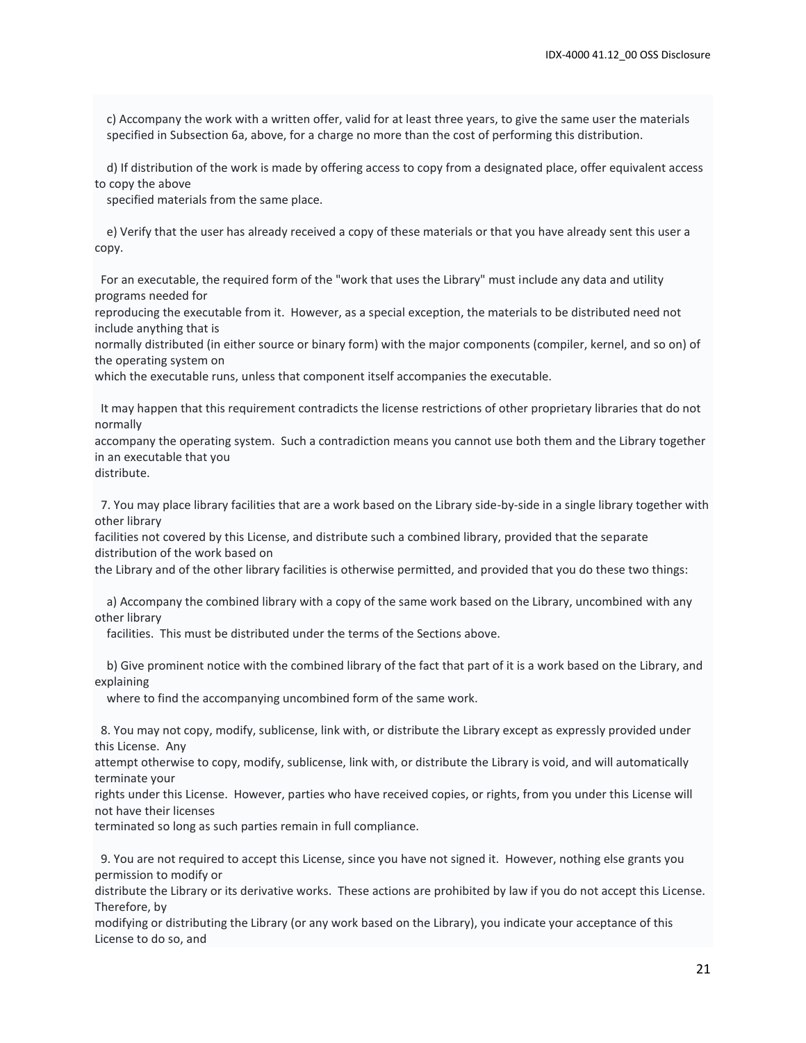c) Accompany the work with a written offer, valid for at least three years, to give the same user the materials specified in Subsection 6a, above, for a charge no more than the cost of performing this distribution.

d) If distribution of the work is made by offering access to copy from a designated place, offer equivalent access to copy the above specified materials from the same place.

e) Verify that the user has already received a copy of these materials or that you have already sent this user a copy.

For an executable, the required form of the "work that uses the Library" must include any data and utility programs needed for reproducing the executable from it. However, as a special exception, the materials to be distributed need not include anything that is normally distributed (in either source or binary form) with the major components (compiler, kernel, and so on) of the operating system on which the executable runs, unless that component itself accompanies the executable.

It may happen that this requirement contradicts the license restrictions of other proprietary libraries that do not normally accompany the operating system. Such a contradiction means you cannot use both them and the Library together in an executable that you distribute.

7. You may place library facilities that are a work based on the Library side-by-side in a single library together with other library facilities not covered by this License, and distribute such a combined library, provided that the separate distribution of the work based on the Library and of the other library facilities is otherwise permitted, and provided that you do these two things:

a) Accompany the combined library with a copy of the same work based on the Library, uncombined with any other library facilities. This must be distributed under the terms of the Sections above.

b) Give prominent notice with the combined library of the fact that part of it is a work based on the Library, and explaining where to find the accompanying uncombined form of the same work.

8. You may not copy, modify, sublicense, link with, or distribute the Library except as expressly provided under this License. Any attempt otherwise to copy, modify, sublicense, link with, or distribute the Library is void, and will automatically terminate your rights under this License. However, parties who have received copies, or rights, from you under this License will not have their licenses terminated so long as such parties remain in full compliance.

9. You are not required to accept this License, since you have not signed it. However, nothing else grants you permission to modify or distribute the Library or its derivative works. These actions are prohibited by law if you do not accept this License. Therefore, by modifying or distributing the Library (or any work based on the Library), you indicate your acceptance of this License to do so, and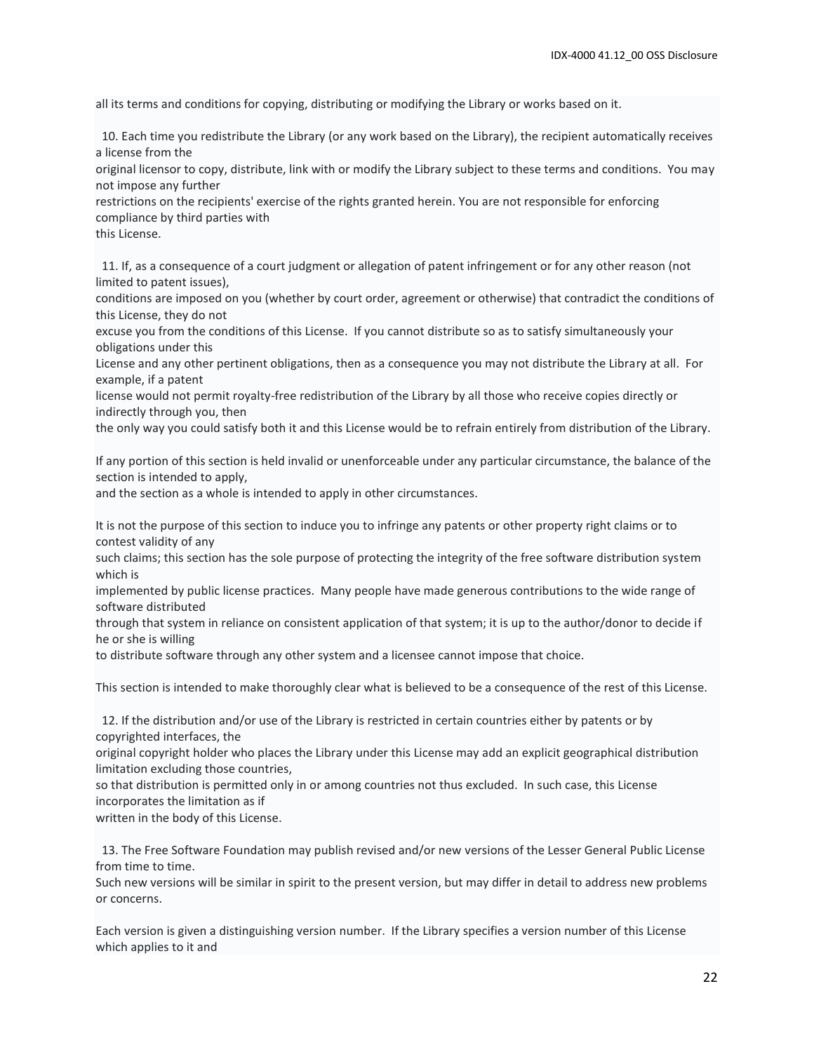all its terms and conditions for copying, distributing or modifying the Library or works based on it.

10. Each time you redistribute the Library (or any work based on the Library), the recipient automatically receives a license from the original licensor to copy, distribute, link with or modify the Library subject to these terms and conditions. You may not impose any further restrictions on the recipients' exercise of the rights granted herein. You are not responsible for enforcing compliance by third parties with this License.

11. If, as a consequence of a court judgment or allegation of patent infringement or for any other reason (not limited to patent issues), conditions are imposed on you (whether by court order, agreement or otherwise) that contradict the conditions of this License, they do not excuse you from the conditions of this License. If you cannot distribute so as to satisfy simultaneously your obligations under this License and any other pertinent obligations, then as a consequence you may not distribute the Library at all. For example, if a patent license would not permit royalty-free redistribution of the Library by all those who receive copies directly or indirectly through you, then the only way you could satisfy both it and this License would be to refrain entirely from distribution of the Library.

If any portion of this section is held invalid or unenforceable under any particular circumstance, the balance of the section is intended to apply, and the section as a whole is intended to apply in other circumstances.

It is not the purpose of this section to induce you to infringe any patents or other property right claims or to contest validity of any such claims; this section has the sole purpose of protecting the integrity of the free software distribution system which is implemented by public license practices. Many people have made generous contributions to the wide range of software distributed through that system in reliance on consistent application of that system; it is up to the author/donor to decide if he or she is willing to distribute software through any other system and a licensee cannot impose that choice.

This section is intended to make thoroughly clear what is believed to be a consequence of the rest of this License.

12. If the distribution and/or use of the Library is restricted in certain countries either by patents or by copyrighted interfaces, the original copyright holder who places the Library under this License may add an explicit geographical distribution limitation excluding those countries, so that distribution is permitted only in or among countries not thus excluded. In such case, this License incorporates the limitation as if written in the body of this License.

13. The Free Software Foundation may publish revised and/or new versions of the Lesser General Public License from time to time. Such new versions will be similar in spirit to the present version, but may differ in detail to address new problems or concerns.

Each version is given a distinguishing version number. If the Library specifies a version number of this License which applies to it and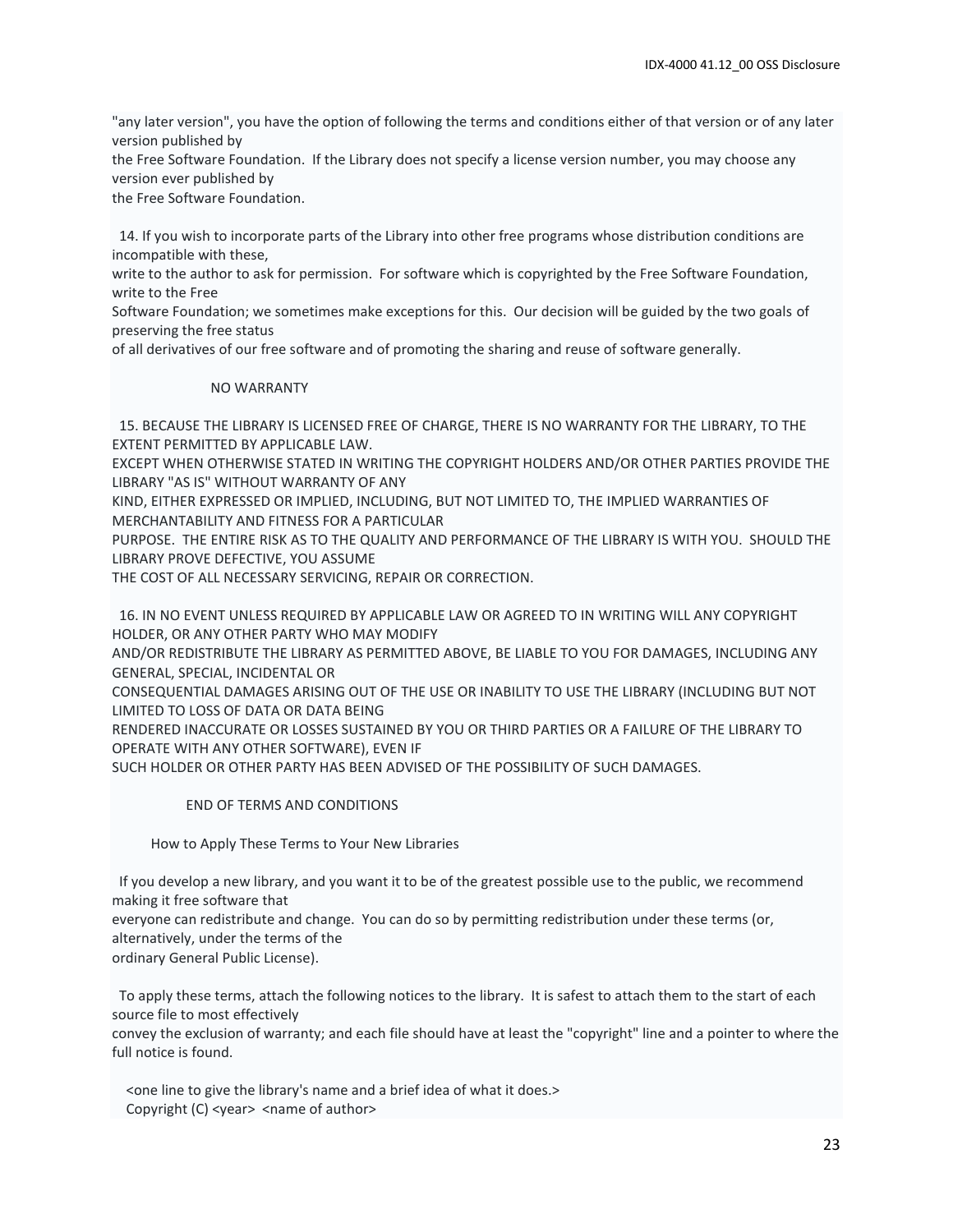"any later version", you have the option of following the terms and conditions either of that version or of any later version published by
the Free Software Foundation.  If the Library does not specify a license version number, you may choose any version ever published by
the Free Software Foundation.

14. If you wish to incorporate parts of the Library into other free programs whose distribution conditions are incompatible with these,
write to the author to ask for permission.  For software which is copyrighted by the Free Software Foundation, write to the Free
Software Foundation; we sometimes make exceptions for this.  Our decision will be guided by the two goals of preserving the free status
of all derivatives of our free software and of promoting the sharing and reuse of software generally.

NO WARRANTY

15. BECAUSE THE LIBRARY IS LICENSED FREE OF CHARGE, THERE IS NO WARRANTY FOR THE LIBRARY, TO THE EXTENT PERMITTED BY APPLICABLE LAW.
EXCEPT WHEN OTHERWISE STATED IN WRITING THE COPYRIGHT HOLDERS AND/OR OTHER PARTIES PROVIDE THE LIBRARY "AS IS" WITHOUT WARRANTY OF ANY
KIND, EITHER EXPRESSED OR IMPLIED, INCLUDING, BUT NOT LIMITED TO, THE IMPLIED WARRANTIES OF MERCHANTABILITY AND FITNESS FOR A PARTICULAR
PURPOSE.  THE ENTIRE RISK AS TO THE QUALITY AND PERFORMANCE OF THE LIBRARY IS WITH YOU.  SHOULD THE LIBRARY PROVE DEFECTIVE, YOU ASSUME
THE COST OF ALL NECESSARY SERVICING, REPAIR OR CORRECTION.

16. IN NO EVENT UNLESS REQUIRED BY APPLICABLE LAW OR AGREED TO IN WRITING WILL ANY COPYRIGHT HOLDER, OR ANY OTHER PARTY WHO MAY MODIFY
AND/OR REDISTRIBUTE THE LIBRARY AS PERMITTED ABOVE, BE LIABLE TO YOU FOR DAMAGES, INCLUDING ANY GENERAL, SPECIAL, INCIDENTAL OR
CONSEQUENTIAL DAMAGES ARISING OUT OF THE USE OR INABILITY TO USE THE LIBRARY (INCLUDING BUT NOT LIMITED TO LOSS OF DATA OR DATA BEING
RENDERED INACCURATE OR LOSSES SUSTAINED BY YOU OR THIRD PARTIES OR A FAILURE OF THE LIBRARY TO OPERATE WITH ANY OTHER SOFTWARE), EVEN IF
SUCH HOLDER OR OTHER PARTY HAS BEEN ADVISED OF THE POSSIBILITY OF SUCH DAMAGES.

END OF TERMS AND CONDITIONS

How to Apply These Terms to Your New Libraries

If you develop a new library, and you want it to be of the greatest possible use to the public, we recommend making it free software that
everyone can redistribute and change.  You can do so by permitting redistribution under these terms (or, alternatively, under the terms of the
ordinary General Public License).

To apply these terms, attach the following notices to the library.  It is safest to attach them to the start of each source file to most effectively
convey the exclusion of warranty; and each file should have at least the "copyright" line and a pointer to where the full notice is found.

<one line to give the library's name and a brief idea of what it does.>
Copyright (C) <year>  <name of author>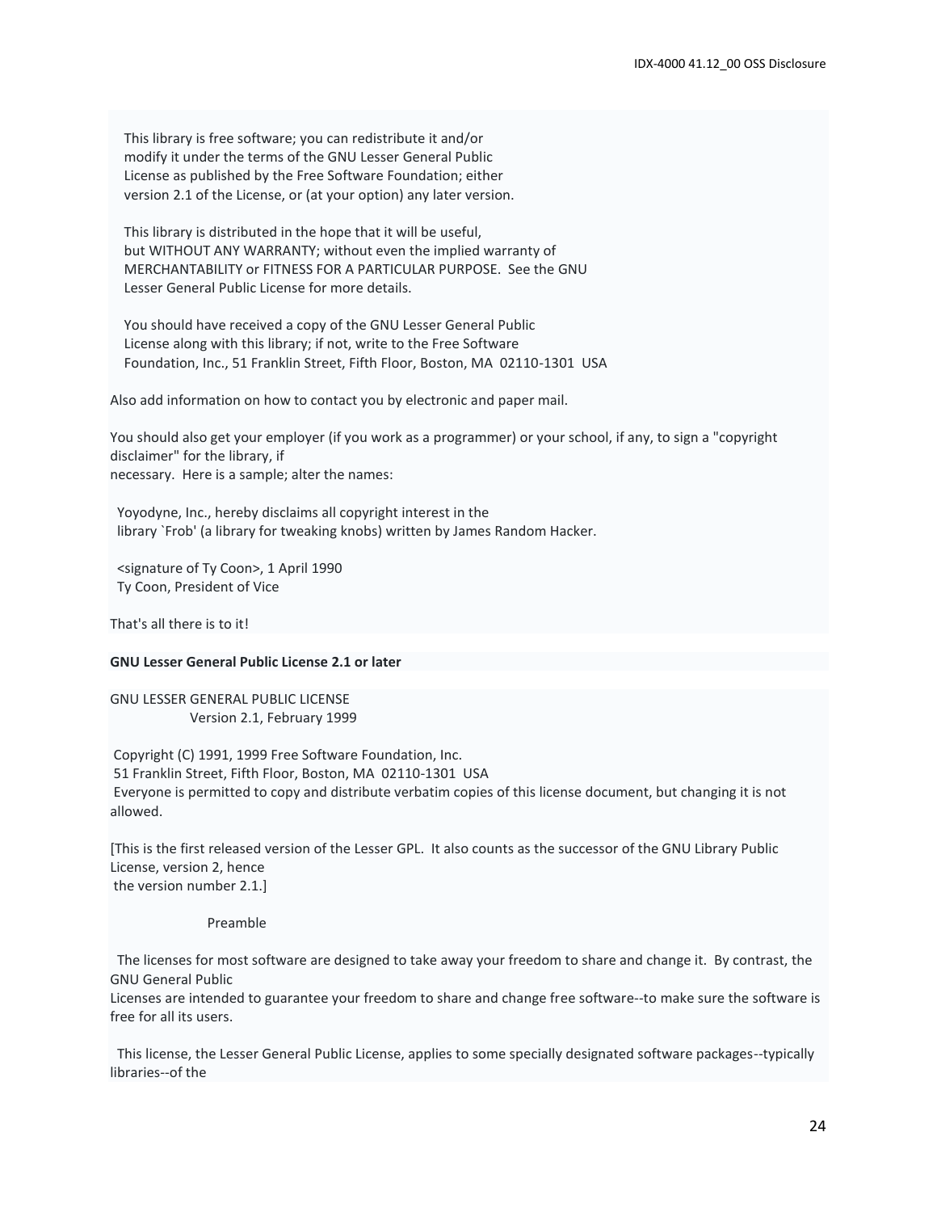This library is free software; you can redistribute it and/or
modify it under the terms of the GNU Lesser General Public
License as published by the Free Software Foundation; either
version 2.1 of the License, or (at your option) any later version.

This library is distributed in the hope that it will be useful,
but WITHOUT ANY WARRANTY; without even the implied warranty of
MERCHANTABILITY or FITNESS FOR A PARTICULAR PURPOSE.  See the GNU
Lesser General Public License for more details.

You should have received a copy of the GNU Lesser General Public
License along with this library; if not, write to the Free Software
Foundation, Inc., 51 Franklin Street, Fifth Floor, Boston, MA  02110-1301  USA

Also add information on how to contact you by electronic and paper mail.

You should also get your employer (if you work as a programmer) or your school, if any, to sign a "copyright disclaimer" for the library, if
necessary.  Here is a sample; alter the names:

Yoyodyne, Inc., hereby disclaims all copyright interest in the
library `Frob' (a library for tweaking knobs) written by James Random Hacker.

<signature of Ty Coon>, 1 April 1990
Ty Coon, President of Vice

That's all there is to it!

**GNU Lesser General Public License 2.1 or later**

GNU LESSER GENERAL PUBLIC LICENSE
Version 2.1, February 1999

Copyright (C) 1991, 1999 Free Software Foundation, Inc.
51 Franklin Street, Fifth Floor, Boston, MA  02110-1301  USA
Everyone is permitted to copy and distribute verbatim copies of this license document, but changing it is not allowed.

[This is the first released version of the Lesser GPL.  It also counts as the successor of the GNU Library Public License, version 2, hence
the version number 2.1.]

Preamble

The licenses for most software are designed to take away your freedom to share and change it.  By contrast, the GNU General Public
Licenses are intended to guarantee your freedom to share and change free software--to make sure the software is free for all its users.

This license, the Lesser General Public License, applies to some specially designated software packages--typically libraries--of the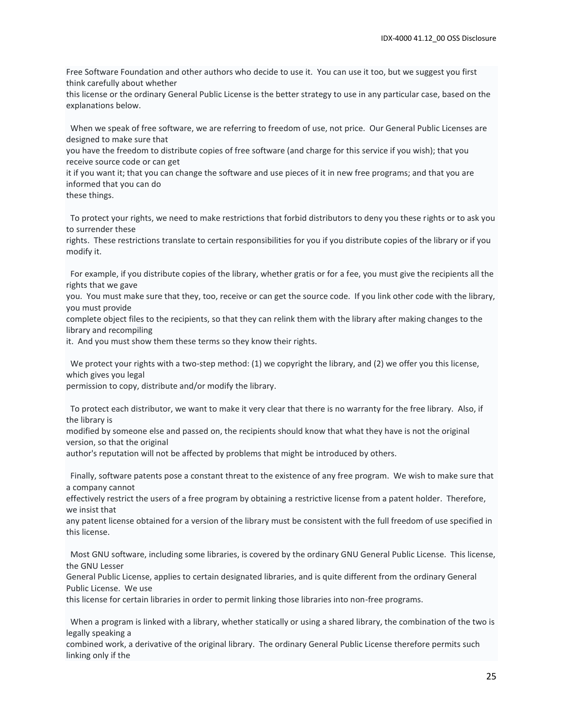Free Software Foundation and other authors who decide to use it. You can use it too, but we suggest you first think carefully about whether
this license or the ordinary General Public License is the better strategy to use in any particular case, based on the explanations below.

When we speak of free software, we are referring to freedom of use, not price. Our General Public Licenses are designed to make sure that
you have the freedom to distribute copies of free software (and charge for this service if you wish); that you receive source code or can get
it if you want it; that you can change the software and use pieces of it in new free programs; and that you are informed that you can do
these things.

To protect your rights, we need to make restrictions that forbid distributors to deny you these rights or to ask you to surrender these
rights. These restrictions translate to certain responsibilities for you if you distribute copies of the library or if you modify it.

For example, if you distribute copies of the library, whether gratis or for a fee, you must give the recipients all the rights that we gave
you. You must make sure that they, too, receive or can get the source code. If you link other code with the library, you must provide
complete object files to the recipients, so that they can relink them with the library after making changes to the library and recompiling
it. And you must show them these terms so they know their rights.

We protect your rights with a two-step method: (1) we copyright the library, and (2) we offer you this license, which gives you legal
permission to copy, distribute and/or modify the library.

To protect each distributor, we want to make it very clear that there is no warranty for the free library. Also, if the library is
modified by someone else and passed on, the recipients should know that what they have is not the original version, so that the original
author's reputation will not be affected by problems that might be introduced by others.

Finally, software patents pose a constant threat to the existence of any free program. We wish to make sure that a company cannot
effectively restrict the users of a free program by obtaining a restrictive license from a patent holder. Therefore, we insist that
any patent license obtained for a version of the library must be consistent with the full freedom of use specified in this license.

Most GNU software, including some libraries, is covered by the ordinary GNU General Public License. This license, the GNU Lesser
General Public License, applies to certain designated libraries, and is quite different from the ordinary General Public License. We use
this license for certain libraries in order to permit linking those libraries into non-free programs.

When a program is linked with a library, whether statically or using a shared library, the combination of the two is legally speaking a
combined work, a derivative of the original library. The ordinary General Public License therefore permits such linking only if the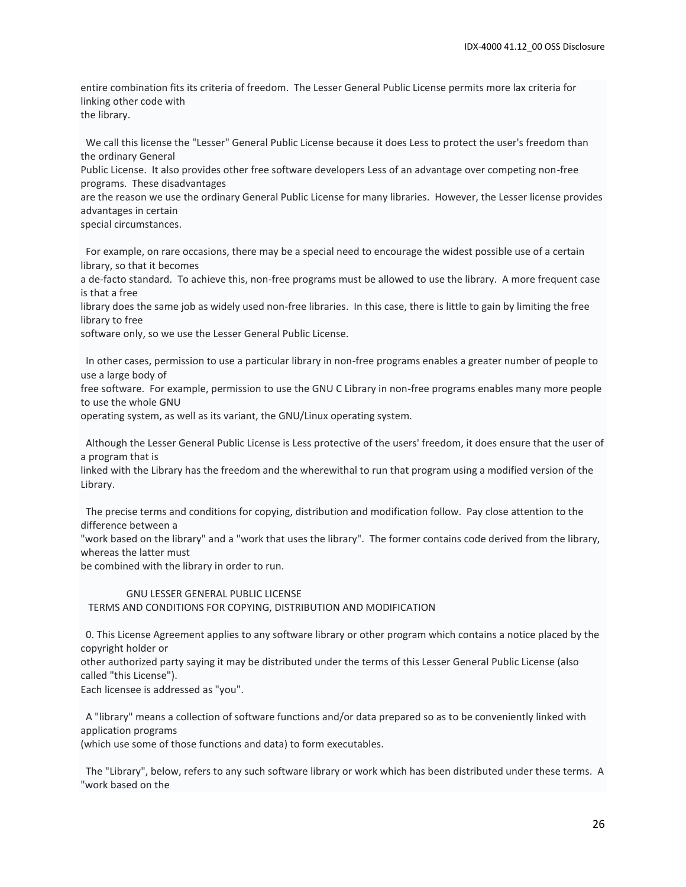entire combination fits its criteria of freedom. The Lesser General Public License permits more lax criteria for linking other code with
the library.

We call this license the "Lesser" General Public License because it does Less to protect the user's freedom than the ordinary General
Public License. It also provides other free software developers Less of an advantage over competing non-free programs. These disadvantages
are the reason we use the ordinary General Public License for many libraries. However, the Lesser license provides advantages in certain
special circumstances.

For example, on rare occasions, there may be a special need to encourage the widest possible use of a certain library, so that it becomes
a de-facto standard. To achieve this, non-free programs must be allowed to use the library. A more frequent case is that a free
library does the same job as widely used non-free libraries. In this case, there is little to gain by limiting the free library to free
software only, so we use the Lesser General Public License.

In other cases, permission to use a particular library in non-free programs enables a greater number of people to use a large body of
free software. For example, permission to use the GNU C Library in non-free programs enables many more people to use the whole GNU
operating system, as well as its variant, the GNU/Linux operating system.

Although the Lesser General Public License is Less protective of the users' freedom, it does ensure that the user of a program that is
linked with the Library has the freedom and the wherewithal to run that program using a modified version of the Library.

The precise terms and conditions for copying, distribution and modification follow. Pay close attention to the difference between a
"work based on the library" and a "work that uses the library". The former contains code derived from the library, whereas the latter must
be combined with the library in order to run.

GNU LESSER GENERAL PUBLIC LICENSE
TERMS AND CONDITIONS FOR COPYING, DISTRIBUTION AND MODIFICATION

0. This License Agreement applies to any software library or other program which contains a notice placed by the copyright holder or
other authorized party saying it may be distributed under the terms of this Lesser General Public License (also called "this License").
Each licensee is addressed as "you".

A "library" means a collection of software functions and/or data prepared so as to be conveniently linked with application programs
(which use some of those functions and data) to form executables.

The "Library", below, refers to any such software library or work which has been distributed under these terms. A "work based on the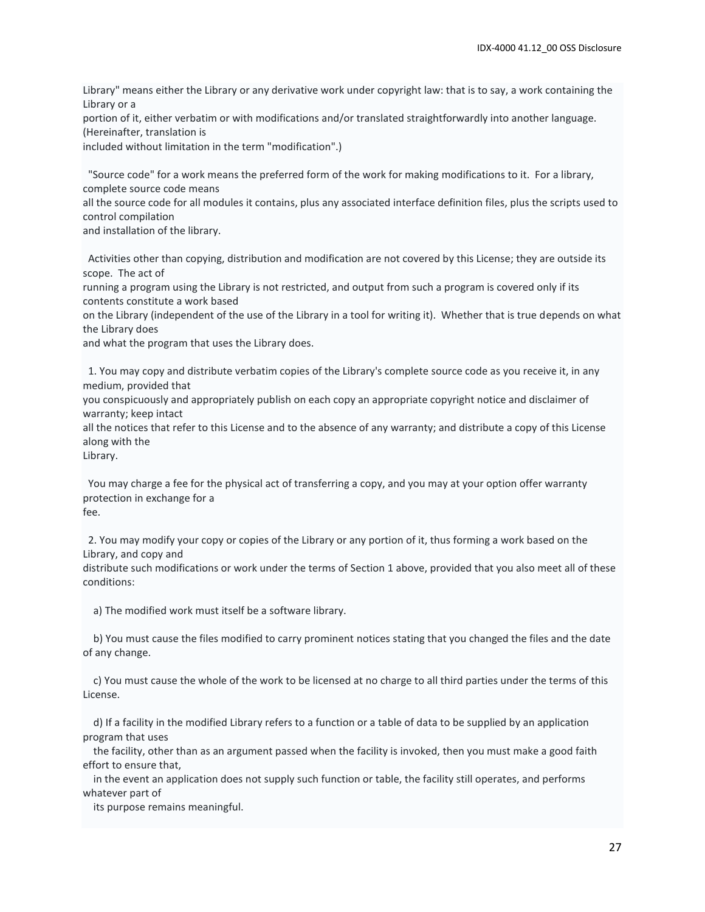Library" means either the Library or any derivative work under copyright law: that is to say, a work containing the Library or a portion of it, either verbatim or with modifications and/or translated straightforwardly into another language. (Hereinafter, translation is included without limitation in the term "modification".)

"Source code" for a work means the preferred form of the work for making modifications to it. For a library, complete source code means all the source code for all modules it contains, plus any associated interface definition files, plus the scripts used to control compilation and installation of the library.

Activities other than copying, distribution and modification are not covered by this License; they are outside its scope. The act of running a program using the Library is not restricted, and output from such a program is covered only if its contents constitute a work based on the Library (independent of the use of the Library in a tool for writing it). Whether that is true depends on what the Library does and what the program that uses the Library does.

1. You may copy and distribute verbatim copies of the Library's complete source code as you receive it, in any medium, provided that you conspicuously and appropriately publish on each copy an appropriate copyright notice and disclaimer of warranty; keep intact all the notices that refer to this License and to the absence of any warranty; and distribute a copy of this License along with the Library.

You may charge a fee for the physical act of transferring a copy, and you may at your option offer warranty protection in exchange for a fee.

2. You may modify your copy or copies of the Library or any portion of it, thus forming a work based on the Library, and copy and distribute such modifications or work under the terms of Section 1 above, provided that you also meet all of these conditions:

a) The modified work must itself be a software library.

b) You must cause the files modified to carry prominent notices stating that you changed the files and the date of any change.

c) You must cause the whole of the work to be licensed at no charge to all third parties under the terms of this License.

d) If a facility in the modified Library refers to a function or a table of data to be supplied by an application program that uses the facility, other than as an argument passed when the facility is invoked, then you must make a good faith effort to ensure that, in the event an application does not supply such function or table, the facility still operates, and performs whatever part of its purpose remains meaningful.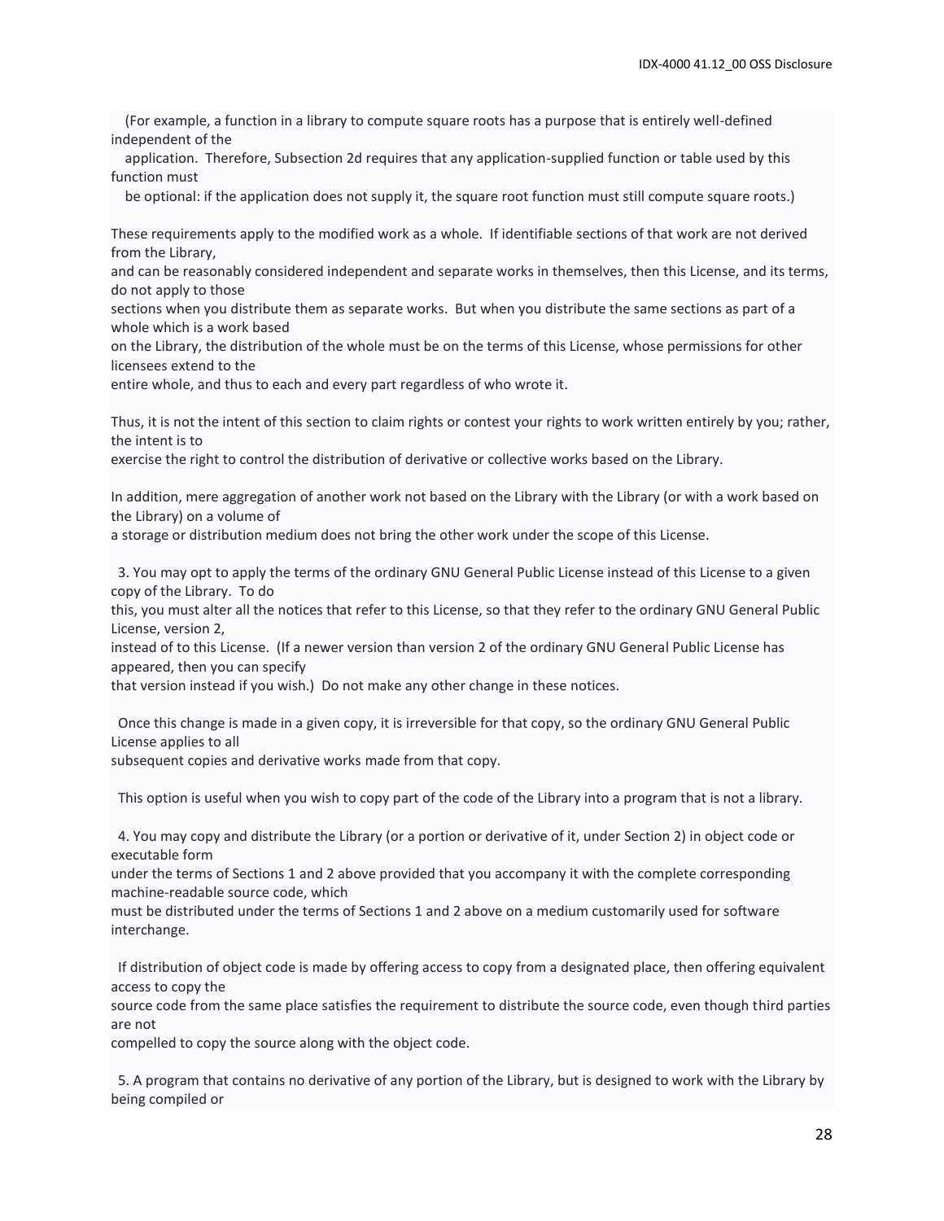(For example, a function in a library to compute square roots has a purpose that is entirely well-defined independent of the application. Therefore, Subsection 2d requires that any application-supplied function or table used by this function must be optional: if the application does not supply it, the square root function must still compute square roots.)

These requirements apply to the modified work as a whole. If identifiable sections of that work are not derived from the Library, and can be reasonably considered independent and separate works in themselves, then this License, and its terms, do not apply to those sections when you distribute them as separate works. But when you distribute the same sections as part of a whole which is a work based on the Library, the distribution of the whole must be on the terms of this License, whose permissions for other licensees extend to the entire whole, and thus to each and every part regardless of who wrote it.

Thus, it is not the intent of this section to claim rights or contest your rights to work written entirely by you; rather, the intent is to exercise the right to control the distribution of derivative or collective works based on the Library.

In addition, mere aggregation of another work not based on the Library with the Library (or with a work based on the Library) on a volume of a storage or distribution medium does not bring the other work under the scope of this License.

3. You may opt to apply the terms of the ordinary GNU General Public License instead of this License to a given copy of the Library. To do this, you must alter all the notices that refer to this License, so that they refer to the ordinary GNU General Public License, version 2, instead of to this License. (If a newer version than version 2 of the ordinary GNU General Public License has appeared, then you can specify that version instead if you wish.) Do not make any other change in these notices.

Once this change is made in a given copy, it is irreversible for that copy, so the ordinary GNU General Public License applies to all subsequent copies and derivative works made from that copy.

This option is useful when you wish to copy part of the code of the Library into a program that is not a library.

4. You may copy and distribute the Library (or a portion or derivative of it, under Section 2) in object code or executable form under the terms of Sections 1 and 2 above provided that you accompany it with the complete corresponding machine-readable source code, which must be distributed under the terms of Sections 1 and 2 above on a medium customarily used for software interchange.

If distribution of object code is made by offering access to copy from a designated place, then offering equivalent access to copy the source code from the same place satisfies the requirement to distribute the source code, even though third parties are not compelled to copy the source along with the object code.

5. A program that contains no derivative of any portion of the Library, but is designed to work with the Library by being compiled or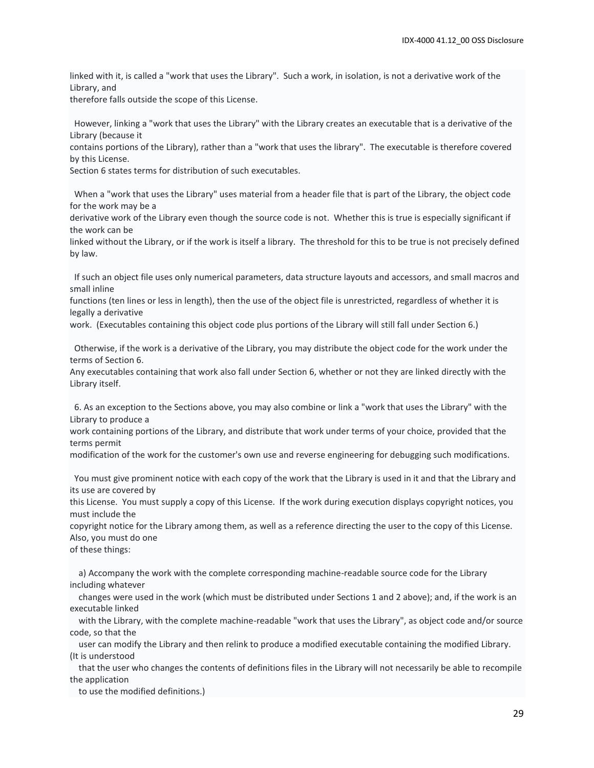linked with it, is called a "work that uses the Library". Such a work, in isolation, is not a derivative work of the Library, and
therefore falls outside the scope of this License.

However, linking a "work that uses the Library" with the Library creates an executable that is a derivative of the Library (because it
contains portions of the Library), rather than a "work that uses the library". The executable is therefore covered by this License.
Section 6 states terms for distribution of such executables.

When a "work that uses the Library" uses material from a header file that is part of the Library, the object code for the work may be a
derivative work of the Library even though the source code is not. Whether this is true is especially significant if the work can be
linked without the Library, or if the work is itself a library. The threshold for this to be true is not precisely defined by law.

If such an object file uses only numerical parameters, data structure layouts and accessors, and small macros and small inline
functions (ten lines or less in length), then the use of the object file is unrestricted, regardless of whether it is legally a derivative
work. (Executables containing this object code plus portions of the Library will still fall under Section 6.)

Otherwise, if the work is a derivative of the Library, you may distribute the object code for the work under the terms of Section 6.
Any executables containing that work also fall under Section 6, whether or not they are linked directly with the Library itself.

6. As an exception to the Sections above, you may also combine or link a "work that uses the Library" with the Library to produce a
work containing portions of the Library, and distribute that work under terms of your choice, provided that the terms permit
modification of the work for the customer's own use and reverse engineering for debugging such modifications.

You must give prominent notice with each copy of the work that the Library is used in it and that the Library and its use are covered by
this License. You must supply a copy of this License. If the work during execution displays copyright notices, you must include the
copyright notice for the Library among them, as well as a reference directing the user to the copy of this License. Also, you must do one
of these things:

a) Accompany the work with the complete corresponding machine-readable source code for the Library including whatever
changes were used in the work (which must be distributed under Sections 1 and 2 above); and, if the work is an executable linked
with the Library, with the complete machine-readable "work that uses the Library", as object code and/or source code, so that the
user can modify the Library and then relink to produce a modified executable containing the modified Library. (It is understood
that the user who changes the contents of definitions files in the Library will not necessarily be able to recompile the application
to use the modified definitions.)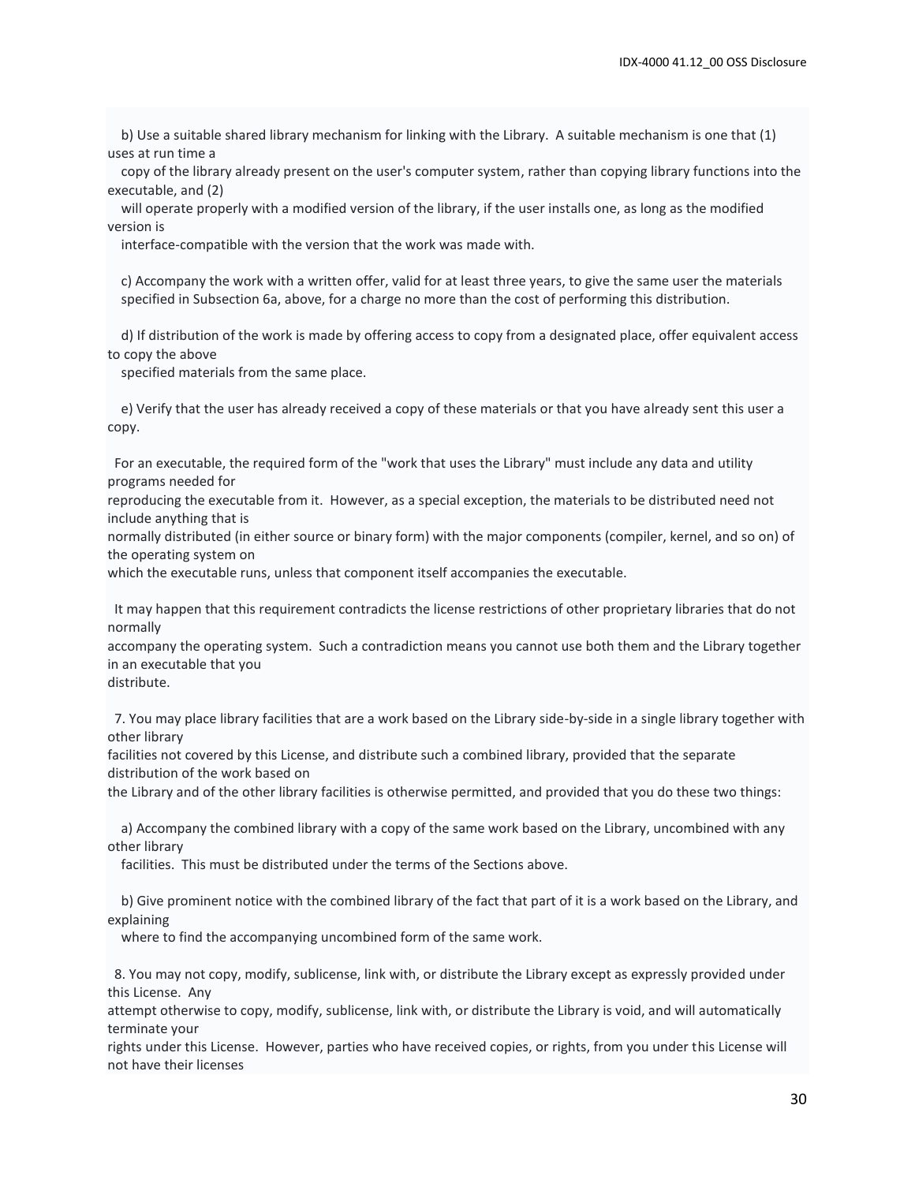b) Use a suitable shared library mechanism for linking with the Library. A suitable mechanism is one that (1) uses at run time a copy of the library already present on the user's computer system, rather than copying library functions into the executable, and (2) will operate properly with a modified version of the library, if the user installs one, as long as the modified version is interface-compatible with the version that the work was made with.

c) Accompany the work with a written offer, valid for at least three years, to give the same user the materials specified in Subsection 6a, above, for a charge no more than the cost of performing this distribution.

d) If distribution of the work is made by offering access to copy from a designated place, offer equivalent access to copy the above specified materials from the same place.

e) Verify that the user has already received a copy of these materials or that you have already sent this user a copy.

For an executable, the required form of the "work that uses the Library" must include any data and utility programs needed for reproducing the executable from it. However, as a special exception, the materials to be distributed need not include anything that is normally distributed (in either source or binary form) with the major components (compiler, kernel, and so on) of the operating system on which the executable runs, unless that component itself accompanies the executable.

It may happen that this requirement contradicts the license restrictions of other proprietary libraries that do not normally accompany the operating system. Such a contradiction means you cannot use both them and the Library together in an executable that you distribute.

7. You may place library facilities that are a work based on the Library side-by-side in a single library together with other library facilities not covered by this License, and distribute such a combined library, provided that the separate distribution of the work based on the Library and of the other library facilities is otherwise permitted, and provided that you do these two things:

a) Accompany the combined library with a copy of the same work based on the Library, uncombined with any other library facilities. This must be distributed under the terms of the Sections above.

b) Give prominent notice with the combined library of the fact that part of it is a work based on the Library, and explaining where to find the accompanying uncombined form of the same work.

8. You may not copy, modify, sublicense, link with, or distribute the Library except as expressly provided under this License. Any attempt otherwise to copy, modify, sublicense, link with, or distribute the Library is void, and will automatically terminate your rights under this License. However, parties who have received copies, or rights, from you under this License will not have their licenses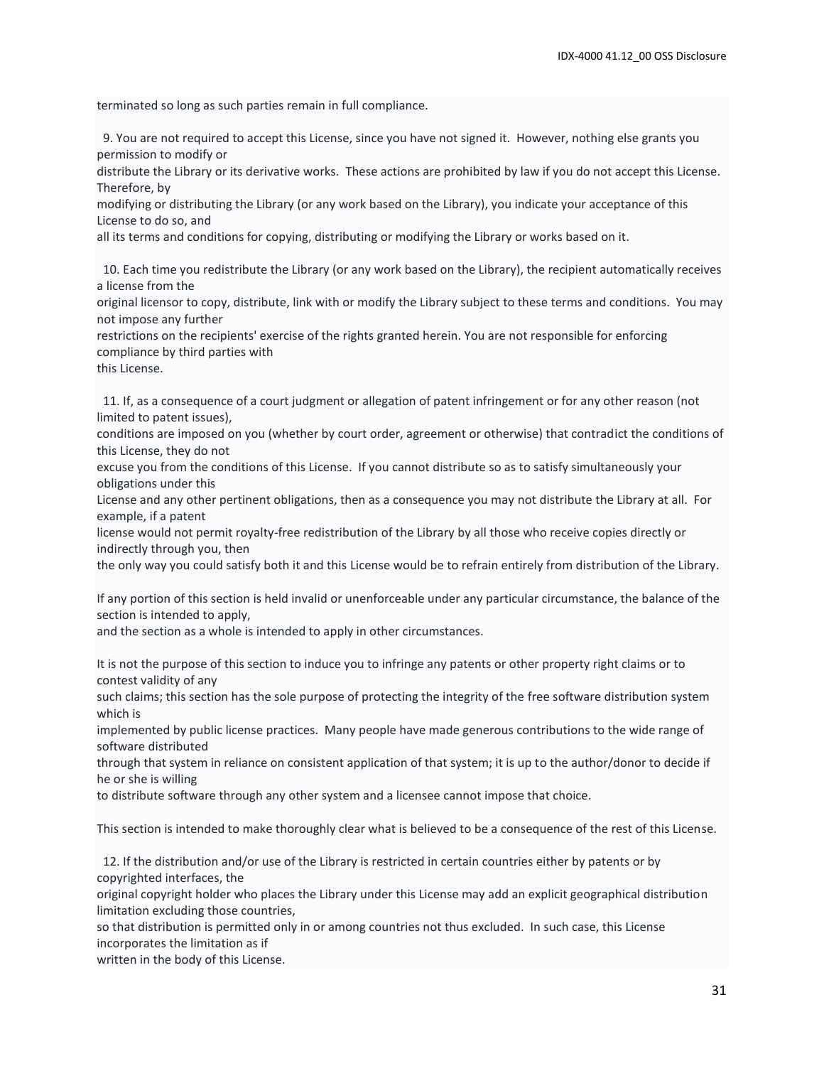terminated so long as such parties remain in full compliance.

9. You are not required to accept this License, since you have not signed it. However, nothing else grants you permission to modify or distribute the Library or its derivative works. These actions are prohibited by law if you do not accept this License. Therefore, by modifying or distributing the Library (or any work based on the Library), you indicate your acceptance of this License to do so, and all its terms and conditions for copying, distributing or modifying the Library or works based on it.

10. Each time you redistribute the Library (or any work based on the Library), the recipient automatically receives a license from the original licensor to copy, distribute, link with or modify the Library subject to these terms and conditions. You may not impose any further restrictions on the recipients' exercise of the rights granted herein. You are not responsible for enforcing compliance by third parties with this License.

11. If, as a consequence of a court judgment or allegation of patent infringement or for any other reason (not limited to patent issues), conditions are imposed on you (whether by court order, agreement or otherwise) that contradict the conditions of this License, they do not excuse you from the conditions of this License. If you cannot distribute so as to satisfy simultaneously your obligations under this License and any other pertinent obligations, then as a consequence you may not distribute the Library at all. For example, if a patent license would not permit royalty-free redistribution of the Library by all those who receive copies directly or indirectly through you, then the only way you could satisfy both it and this License would be to refrain entirely from distribution of the Library.

If any portion of this section is held invalid or unenforceable under any particular circumstance, the balance of the section is intended to apply, and the section as a whole is intended to apply in other circumstances.

It is not the purpose of this section to induce you to infringe any patents or other property right claims or to contest validity of any such claims; this section has the sole purpose of protecting the integrity of the free software distribution system which is implemented by public license practices. Many people have made generous contributions to the wide range of software distributed through that system in reliance on consistent application of that system; it is up to the author/donor to decide if he or she is willing to distribute software through any other system and a licensee cannot impose that choice.

This section is intended to make thoroughly clear what is believed to be a consequence of the rest of this License.

12. If the distribution and/or use of the Library is restricted in certain countries either by patents or by copyrighted interfaces, the original copyright holder who places the Library under this License may add an explicit geographical distribution limitation excluding those countries, so that distribution is permitted only in or among countries not thus excluded. In such case, this License incorporates the limitation as if written in the body of this License.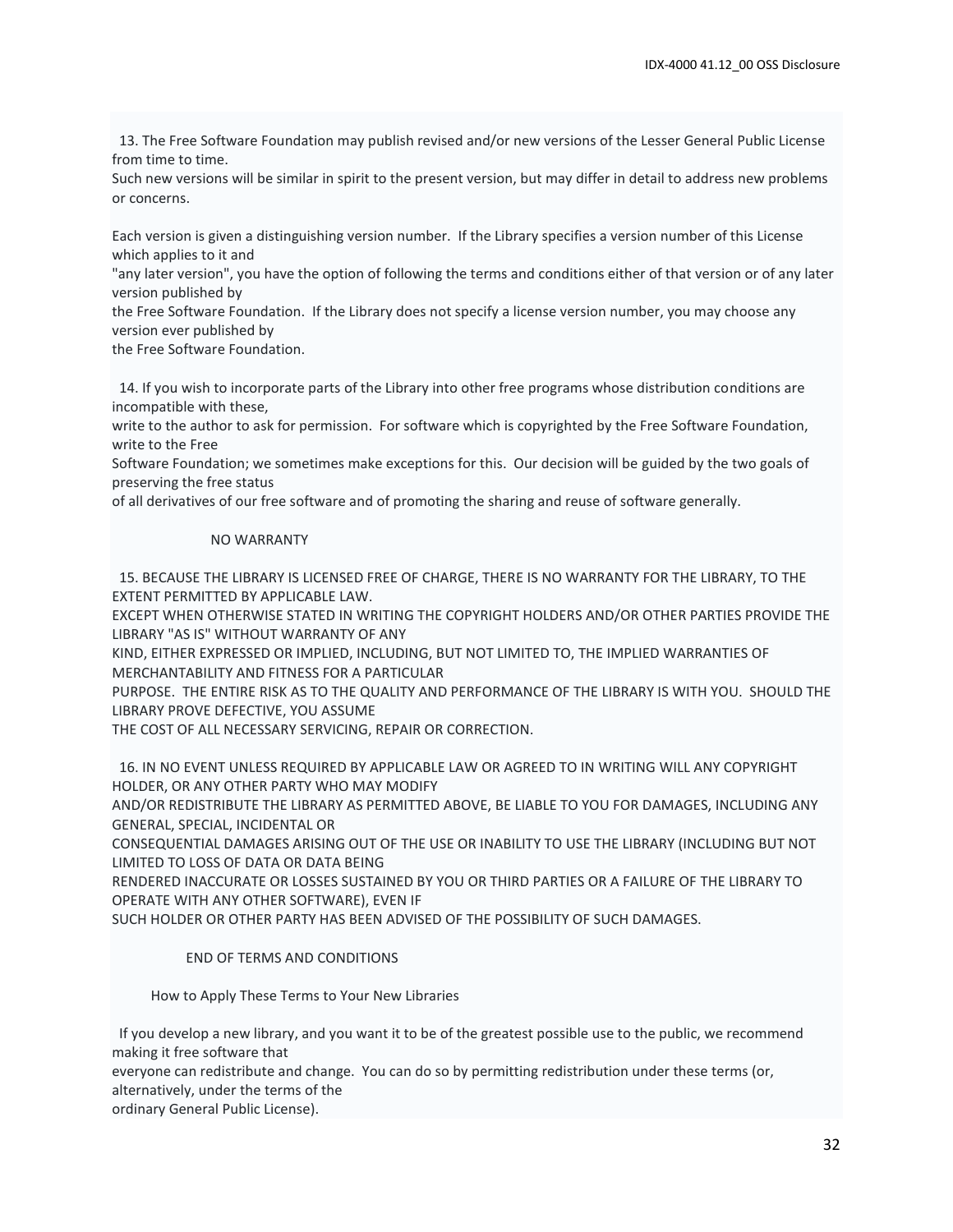13. The Free Software Foundation may publish revised and/or new versions of the Lesser General Public License from time to time.
Such new versions will be similar in spirit to the present version, but may differ in detail to address new problems or concerns.

Each version is given a distinguishing version number. If the Library specifies a version number of this License which applies to it and
"any later version", you have the option of following the terms and conditions either of that version or of any later version published by
the Free Software Foundation. If the Library does not specify a license version number, you may choose any version ever published by
the Free Software Foundation.

14. If you wish to incorporate parts of the Library into other free programs whose distribution conditions are incompatible with these,
write to the author to ask for permission. For software which is copyrighted by the Free Software Foundation, write to the Free
Software Foundation; we sometimes make exceptions for this. Our decision will be guided by the two goals of preserving the free status
of all derivatives of our free software and of promoting the sharing and reuse of software generally.

NO WARRANTY

15. BECAUSE THE LIBRARY IS LICENSED FREE OF CHARGE, THERE IS NO WARRANTY FOR THE LIBRARY, TO THE EXTENT PERMITTED BY APPLICABLE LAW.
EXCEPT WHEN OTHERWISE STATED IN WRITING THE COPYRIGHT HOLDERS AND/OR OTHER PARTIES PROVIDE THE LIBRARY "AS IS" WITHOUT WARRANTY OF ANY
KIND, EITHER EXPRESSED OR IMPLIED, INCLUDING, BUT NOT LIMITED TO, THE IMPLIED WARRANTIES OF MERCHANTABILITY AND FITNESS FOR A PARTICULAR
PURPOSE. THE ENTIRE RISK AS TO THE QUALITY AND PERFORMANCE OF THE LIBRARY IS WITH YOU. SHOULD THE LIBRARY PROVE DEFECTIVE, YOU ASSUME
THE COST OF ALL NECESSARY SERVICING, REPAIR OR CORRECTION.

16. IN NO EVENT UNLESS REQUIRED BY APPLICABLE LAW OR AGREED TO IN WRITING WILL ANY COPYRIGHT HOLDER, OR ANY OTHER PARTY WHO MAY MODIFY
AND/OR REDISTRIBUTE THE LIBRARY AS PERMITTED ABOVE, BE LIABLE TO YOU FOR DAMAGES, INCLUDING ANY GENERAL, SPECIAL, INCIDENTAL OR
CONSEQUENTIAL DAMAGES ARISING OUT OF THE USE OR INABILITY TO USE THE LIBRARY (INCLUDING BUT NOT LIMITED TO LOSS OF DATA OR DATA BEING
RENDERED INACCURATE OR LOSSES SUSTAINED BY YOU OR THIRD PARTIES OR A FAILURE OF THE LIBRARY TO OPERATE WITH ANY OTHER SOFTWARE), EVEN IF
SUCH HOLDER OR OTHER PARTY HAS BEEN ADVISED OF THE POSSIBILITY OF SUCH DAMAGES.

END OF TERMS AND CONDITIONS

How to Apply These Terms to Your New Libraries

If you develop a new library, and you want it to be of the greatest possible use to the public, we recommend making it free software that
everyone can redistribute and change. You can do so by permitting redistribution under these terms (or, alternatively, under the terms of the
ordinary General Public License).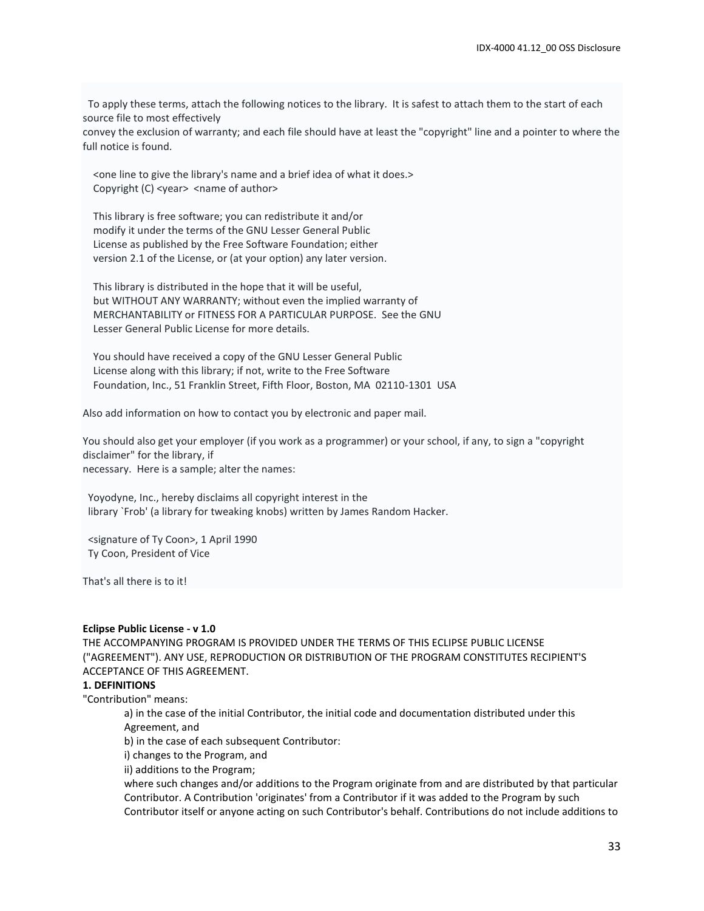To apply these terms, attach the following notices to the library. It is safest to attach them to the start of each source file to most effectively
convey the exclusion of warranty; and each file should have at least the "copyright" line and a pointer to where the full notice is found.

```
<one line to give the library's name and a brief idea of what it does.>
Copyright (C) <year>  <name of author>

This library is free software; you can redistribute it and/or
modify it under the terms of the GNU Lesser General Public
License as published by the Free Software Foundation; either
version 2.1 of the License, or (at your option) any later version.

This library is distributed in the hope that it will be useful,
but WITHOUT ANY WARRANTY; without even the implied warranty of
MERCHANTABILITY or FITNESS FOR A PARTICULAR PURPOSE.  See the GNU
Lesser General Public License for more details.

You should have received a copy of the GNU Lesser General Public
License along with this library; if not, write to the Free Software
Foundation, Inc., 51 Franklin Street, Fifth Floor, Boston, MA  02110-1301  USA
```

Also add information on how to contact you by electronic and paper mail.

You should also get your employer (if you work as a programmer) or your school, if any, to sign a "copyright disclaimer" for the library, if
necessary. Here is a sample; alter the names:

```
Yoyodyne, Inc., hereby disclaims all copyright interest in the
library `Frob' (a library for tweaking knobs) written by James Random Hacker.

<signature of Ty Coon>, 1 April 1990
Ty Coon, President of Vice
```

That's all there is to it!

**Eclipse Public License - v 1.0**

THE ACCOMPANYING PROGRAM IS PROVIDED UNDER THE TERMS OF THIS ECLIPSE PUBLIC LICENSE ("AGREEMENT"). ANY USE, REPRODUCTION OR DISTRIBUTION OF THE PROGRAM CONSTITUTES RECIPIENT'S ACCEPTANCE OF THIS AGREEMENT.

**1. DEFINITIONS**

"Contribution" means:

a) in the case of the initial Contributor, the initial code and documentation distributed under this Agreement, and

b) in the case of each subsequent Contributor:

i) changes to the Program, and

ii) additions to the Program;

where such changes and/or additions to the Program originate from and are distributed by that particular Contributor. A Contribution 'originates' from a Contributor if it was added to the Program by such Contributor itself or anyone acting on such Contributor's behalf. Contributions do not include additions to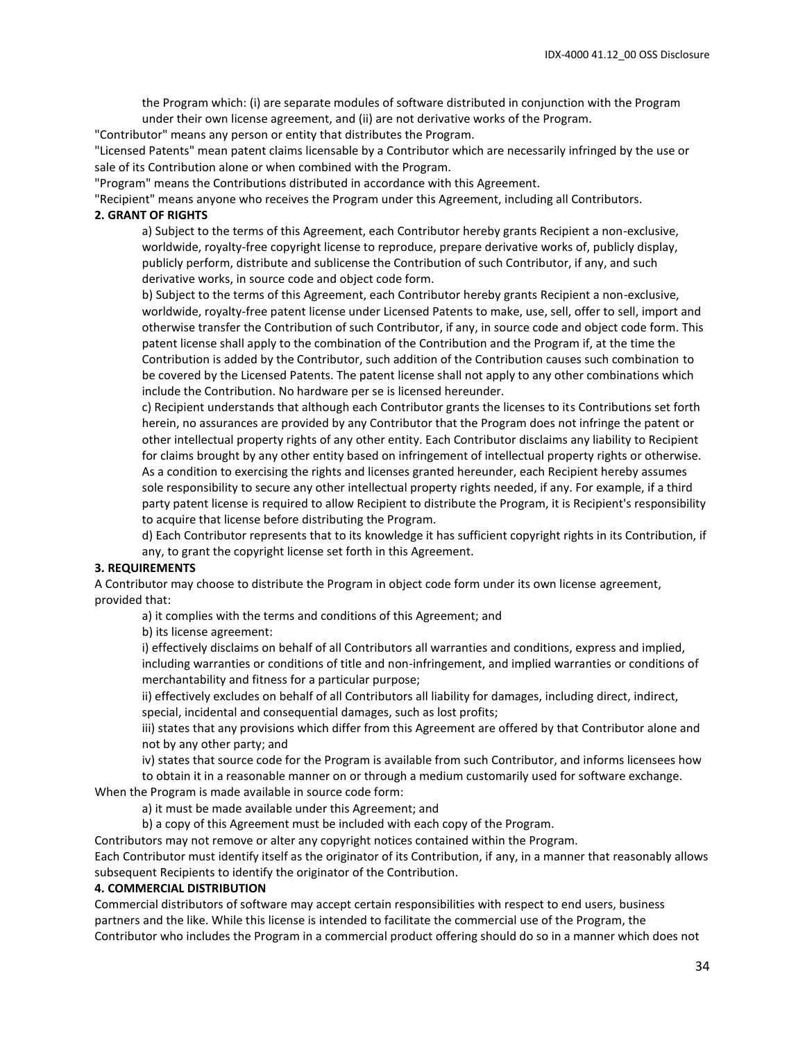the Program which: (i) are separate modules of software distributed in conjunction with the Program under their own license agreement, and (ii) are not derivative works of the Program.

"Contributor" means any person or entity that distributes the Program.

"Licensed Patents" mean patent claims licensable by a Contributor which are necessarily infringed by the use or sale of its Contribution alone or when combined with the Program.

"Program" means the Contributions distributed in accordance with this Agreement.

"Recipient" means anyone who receives the Program under this Agreement, including all Contributors.

**2. GRANT OF RIGHTS**

a) Subject to the terms of this Agreement, each Contributor hereby grants Recipient a non-exclusive, worldwide, royalty-free copyright license to reproduce, prepare derivative works of, publicly display, publicly perform, distribute and sublicense the Contribution of such Contributor, if any, and such derivative works, in source code and object code form.

b) Subject to the terms of this Agreement, each Contributor hereby grants Recipient a non-exclusive, worldwide, royalty-free patent license under Licensed Patents to make, use, sell, offer to sell, import and otherwise transfer the Contribution of such Contributor, if any, in source code and object code form. This patent license shall apply to the combination of the Contribution and the Program if, at the time the Contribution is added by the Contributor, such addition of the Contribution causes such combination to be covered by the Licensed Patents. The patent license shall not apply to any other combinations which include the Contribution. No hardware per se is licensed hereunder.

c) Recipient understands that although each Contributor grants the licenses to its Contributions set forth herein, no assurances are provided by any Contributor that the Program does not infringe the patent or other intellectual property rights of any other entity. Each Contributor disclaims any liability to Recipient for claims brought by any other entity based on infringement of intellectual property rights or otherwise. As a condition to exercising the rights and licenses granted hereunder, each Recipient hereby assumes sole responsibility to secure any other intellectual property rights needed, if any. For example, if a third party patent license is required to allow Recipient to distribute the Program, it is Recipient's responsibility to acquire that license before distributing the Program.

d) Each Contributor represents that to its knowledge it has sufficient copyright rights in its Contribution, if any, to grant the copyright license set forth in this Agreement.

**3. REQUIREMENTS**

A Contributor may choose to distribute the Program in object code form under its own license agreement, provided that:

a) it complies with the terms and conditions of this Agreement; and

b) its license agreement:

i) effectively disclaims on behalf of all Contributors all warranties and conditions, express and implied, including warranties or conditions of title and non-infringement, and implied warranties or conditions of merchantability and fitness for a particular purpose;

ii) effectively excludes on behalf of all Contributors all liability for damages, including direct, indirect, special, incidental and consequential damages, such as lost profits;

iii) states that any provisions which differ from this Agreement are offered by that Contributor alone and not by any other party; and

iv) states that source code for the Program is available from such Contributor, and informs licensees how to obtain it in a reasonable manner on or through a medium customarily used for software exchange.

When the Program is made available in source code form:

a) it must be made available under this Agreement; and

b) a copy of this Agreement must be included with each copy of the Program.

Contributors may not remove or alter any copyright notices contained within the Program.

Each Contributor must identify itself as the originator of its Contribution, if any, in a manner that reasonably allows subsequent Recipients to identify the originator of the Contribution.

**4. COMMERCIAL DISTRIBUTION**

Commercial distributors of software may accept certain responsibilities with respect to end users, business partners and the like. While this license is intended to facilitate the commercial use of the Program, the Contributor who includes the Program in a commercial product offering should do so in a manner which does not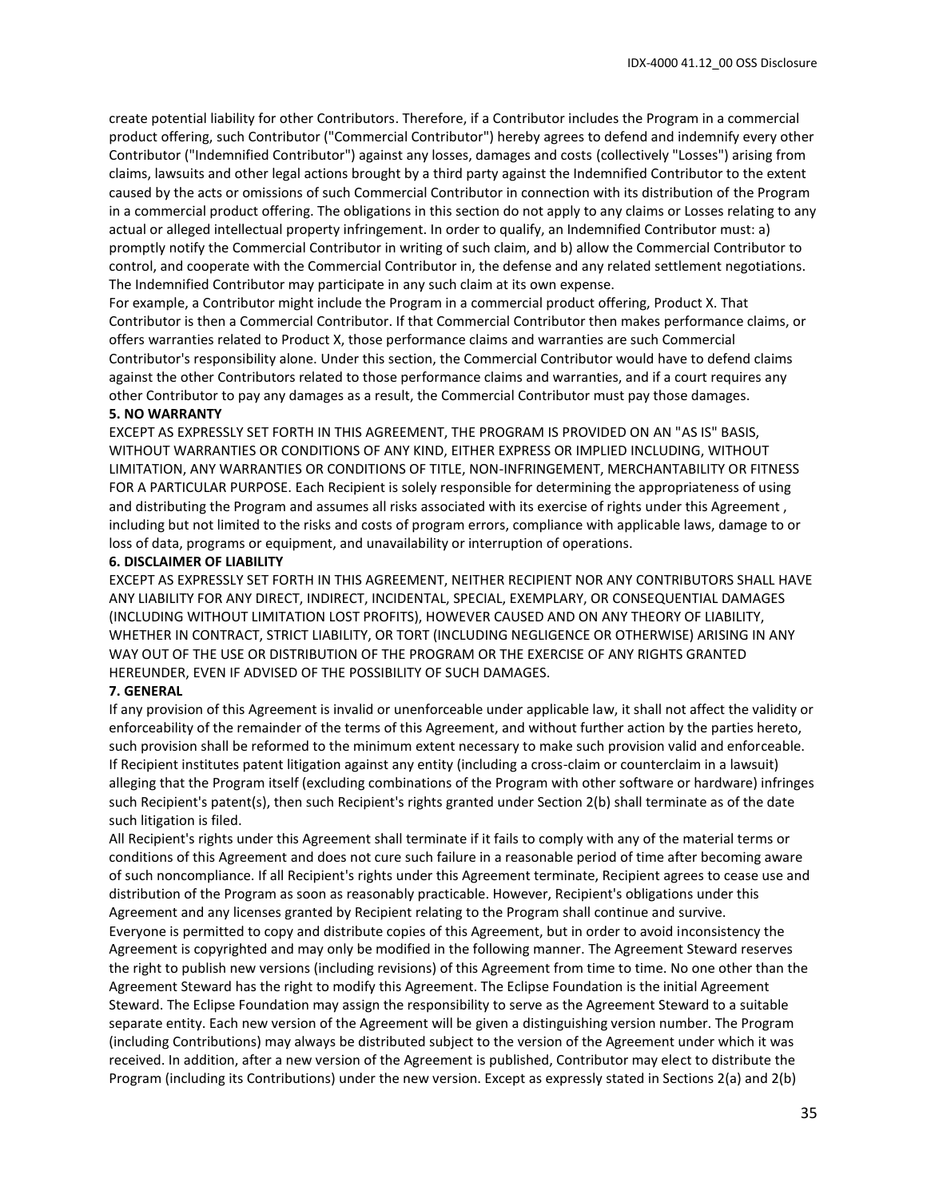create potential liability for other Contributors. Therefore, if a Contributor includes the Program in a commercial product offering, such Contributor ("Commercial Contributor") hereby agrees to defend and indemnify every other Contributor ("Indemnified Contributor") against any losses, damages and costs (collectively "Losses") arising from claims, lawsuits and other legal actions brought by a third party against the Indemnified Contributor to the extent caused by the acts or omissions of such Commercial Contributor in connection with its distribution of the Program in a commercial product offering. The obligations in this section do not apply to any claims or Losses relating to any actual or alleged intellectual property infringement. In order to qualify, an Indemnified Contributor must: a) promptly notify the Commercial Contributor in writing of such claim, and b) allow the Commercial Contributor to control, and cooperate with the Commercial Contributor in, the defense and any related settlement negotiations. The Indemnified Contributor may participate in any such claim at its own expense.

For example, a Contributor might include the Program in a commercial product offering, Product X. That Contributor is then a Commercial Contributor. If that Commercial Contributor then makes performance claims, or offers warranties related to Product X, those performance claims and warranties are such Commercial Contributor's responsibility alone. Under this section, the Commercial Contributor would have to defend claims against the other Contributors related to those performance claims and warranties, and if a court requires any other Contributor to pay any damages as a result, the Commercial Contributor must pay those damages.

**5. NO WARRANTY**

EXCEPT AS EXPRESSLY SET FORTH IN THIS AGREEMENT, THE PROGRAM IS PROVIDED ON AN "AS IS" BASIS, WITHOUT WARRANTIES OR CONDITIONS OF ANY KIND, EITHER EXPRESS OR IMPLIED INCLUDING, WITHOUT LIMITATION, ANY WARRANTIES OR CONDITIONS OF TITLE, NON-INFRINGEMENT, MERCHANTABILITY OR FITNESS FOR A PARTICULAR PURPOSE. Each Recipient is solely responsible for determining the appropriateness of using and distributing the Program and assumes all risks associated with its exercise of rights under this Agreement , including but not limited to the risks and costs of program errors, compliance with applicable laws, damage to or loss of data, programs or equipment, and unavailability or interruption of operations.

**6. DISCLAIMER OF LIABILITY**

EXCEPT AS EXPRESSLY SET FORTH IN THIS AGREEMENT, NEITHER RECIPIENT NOR ANY CONTRIBUTORS SHALL HAVE ANY LIABILITY FOR ANY DIRECT, INDIRECT, INCIDENTAL, SPECIAL, EXEMPLARY, OR CONSEQUENTIAL DAMAGES (INCLUDING WITHOUT LIMITATION LOST PROFITS), HOWEVER CAUSED AND ON ANY THEORY OF LIABILITY, WHETHER IN CONTRACT, STRICT LIABILITY, OR TORT (INCLUDING NEGLIGENCE OR OTHERWISE) ARISING IN ANY WAY OUT OF THE USE OR DISTRIBUTION OF THE PROGRAM OR THE EXERCISE OF ANY RIGHTS GRANTED HEREUNDER, EVEN IF ADVISED OF THE POSSIBILITY OF SUCH DAMAGES.

**7. GENERAL**

If any provision of this Agreement is invalid or unenforceable under applicable law, it shall not affect the validity or enforceability of the remainder of the terms of this Agreement, and without further action by the parties hereto, such provision shall be reformed to the minimum extent necessary to make such provision valid and enforceable.

If Recipient institutes patent litigation against any entity (including a cross-claim or counterclaim in a lawsuit) alleging that the Program itself (excluding combinations of the Program with other software or hardware) infringes such Recipient's patent(s), then such Recipient's rights granted under Section 2(b) shall terminate as of the date such litigation is filed.

All Recipient's rights under this Agreement shall terminate if it fails to comply with any of the material terms or conditions of this Agreement and does not cure such failure in a reasonable period of time after becoming aware of such noncompliance. If all Recipient's rights under this Agreement terminate, Recipient agrees to cease use and distribution of the Program as soon as reasonably practicable. However, Recipient's obligations under this Agreement and any licenses granted by Recipient relating to the Program shall continue and survive.

Everyone is permitted to copy and distribute copies of this Agreement, but in order to avoid inconsistency the Agreement is copyrighted and may only be modified in the following manner. The Agreement Steward reserves the right to publish new versions (including revisions) of this Agreement from time to time. No one other than the Agreement Steward has the right to modify this Agreement. The Eclipse Foundation is the initial Agreement Steward. The Eclipse Foundation may assign the responsibility to serve as the Agreement Steward to a suitable separate entity. Each new version of the Agreement will be given a distinguishing version number. The Program (including Contributions) may always be distributed subject to the version of the Agreement under which it was received. In addition, after a new version of the Agreement is published, Contributor may elect to distribute the Program (including its Contributions) under the new version. Except as expressly stated in Sections 2(a) and 2(b)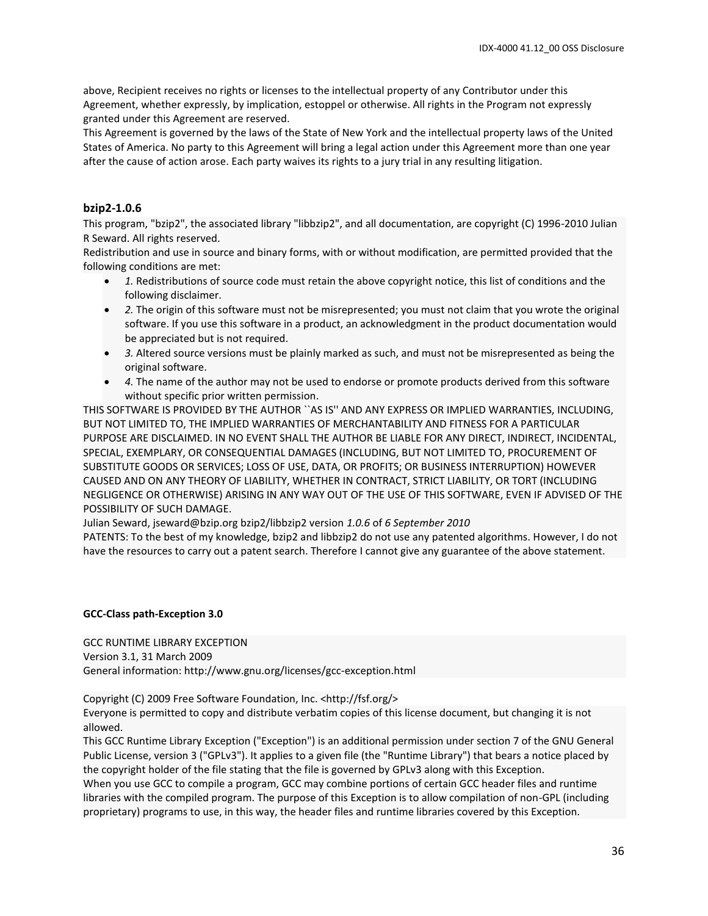above, Recipient receives no rights or licenses to the intellectual property of any Contributor under this Agreement, whether expressly, by implication, estoppel or otherwise. All rights in the Program not expressly granted under this Agreement are reserved.
This Agreement is governed by the laws of the State of New York and the intellectual property laws of the United States of America. No party to this Agreement will bring a legal action under this Agreement more than one year after the cause of action arose. Each party waives its rights to a jury trial in any resulting litigation.

### bzip2-1.0.6

This program, "bzip2", the associated library "libbzip2", and all documentation, are copyright (C) 1996-2010 Julian R Seward. All rights reserved.
Redistribution and use in source and binary forms, with or without modification, are permitted provided that the following conditions are met:

- *1.* Redistributions of source code must retain the above copyright notice, this list of conditions and the following disclaimer.
- *2.* The origin of this software must not be misrepresented; you must not claim that you wrote the original software. If you use this software in a product, an acknowledgment in the product documentation would be appreciated but is not required.
- *3.* Altered source versions must be plainly marked as such, and must not be misrepresented as being the original software.
- *4.* The name of the author may not be used to endorse or promote products derived from this software without specific prior written permission.

THIS SOFTWARE IS PROVIDED BY THE AUTHOR ``AS IS'' AND ANY EXPRESS OR IMPLIED WARRANTIES, INCLUDING, BUT NOT LIMITED TO, THE IMPLIED WARRANTIES OF MERCHANTABILITY AND FITNESS FOR A PARTICULAR PURPOSE ARE DISCLAIMED. IN NO EVENT SHALL THE AUTHOR BE LIABLE FOR ANY DIRECT, INDIRECT, INCIDENTAL, SPECIAL, EXEMPLARY, OR CONSEQUENTIAL DAMAGES (INCLUDING, BUT NOT LIMITED TO, PROCUREMENT OF SUBSTITUTE GOODS OR SERVICES; LOSS OF USE, DATA, OR PROFITS; OR BUSINESS INTERRUPTION) HOWEVER CAUSED AND ON ANY THEORY OF LIABILITY, WHETHER IN CONTRACT, STRICT LIABILITY, OR TORT (INCLUDING NEGLIGENCE OR OTHERWISE) ARISING IN ANY WAY OUT OF THE USE OF THIS SOFTWARE, EVEN IF ADVISED OF THE POSSIBILITY OF SUCH DAMAGE.
Julian Seward, jseward@bzip.org bzip2/libbzip2 version *1.0.6* of *6 September 2010*
PATENTS: To the best of my knowledge, bzip2 and libbzip2 do not use any patented algorithms. However, I do not have the resources to carry out a patent search. Therefore I cannot give any guarantee of the above statement.

**GCC-Class path-Exception 3.0**

GCC RUNTIME LIBRARY EXCEPTION
Version 3.1, 31 March 2009
General information: http://www.gnu.org/licenses/gcc-exception.html

Copyright (C) 2009 Free Software Foundation, Inc. <http://fsf.org/>
Everyone is permitted to copy and distribute verbatim copies of this license document, but changing it is not allowed.
This GCC Runtime Library Exception ("Exception") is an additional permission under section 7 of the GNU General Public License, version 3 ("GPLv3"). It applies to a given file (the "Runtime Library") that bears a notice placed by the copyright holder of the file stating that the file is governed by GPLv3 along with this Exception.
When you use GCC to compile a program, GCC may combine portions of certain GCC header files and runtime libraries with the compiled program. The purpose of this Exception is to allow compilation of non-GPL (including proprietary) programs to use, in this way, the header files and runtime libraries covered by this Exception.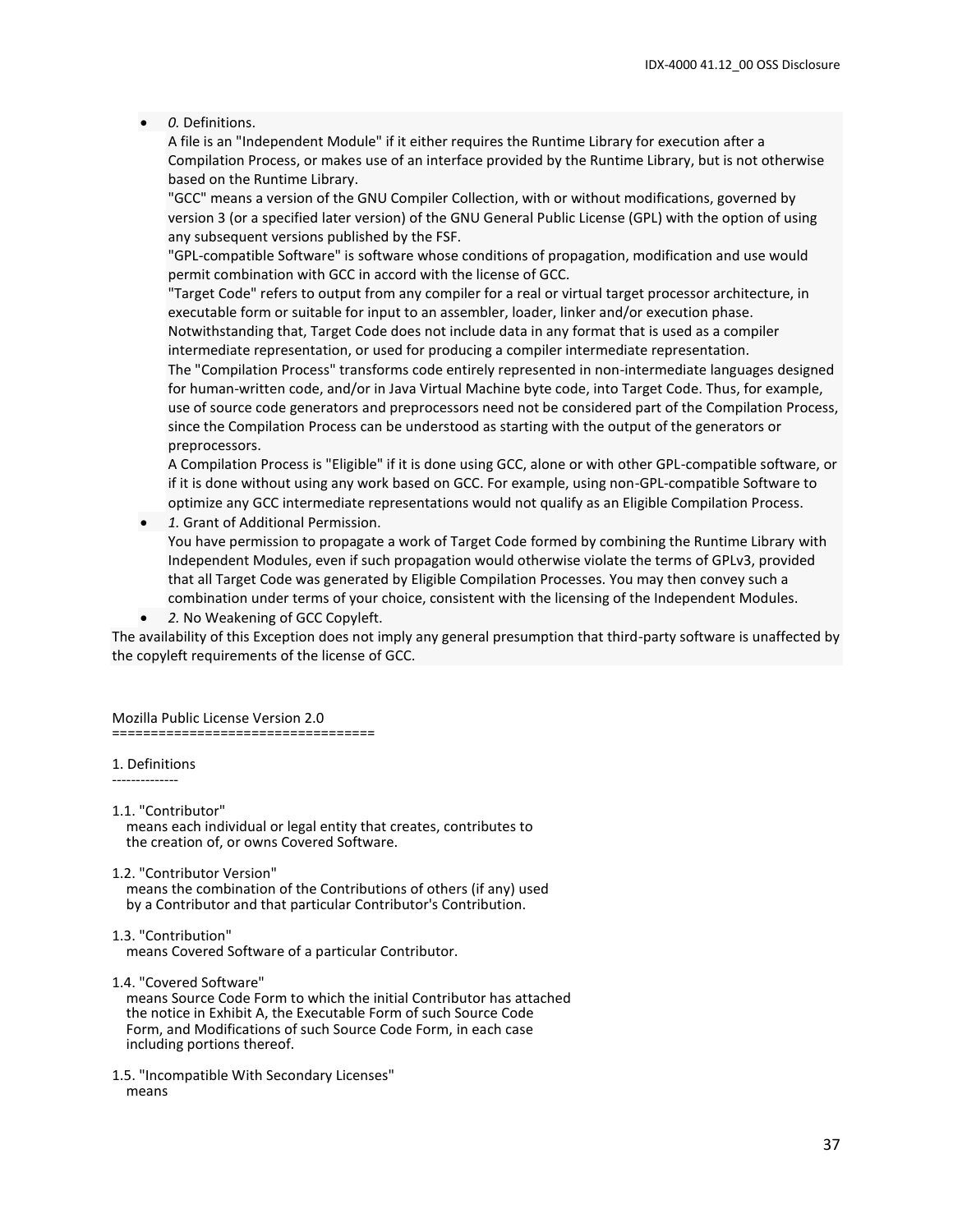- *0.* Definitions.
  A file is an "Independent Module" if it either requires the Runtime Library for execution after a Compilation Process, or makes use of an interface provided by the Runtime Library, but is not otherwise based on the Runtime Library.
  "GCC" means a version of the GNU Compiler Collection, with or without modifications, governed by version 3 (or a specified later version) of the GNU General Public License (GPL) with the option of using any subsequent versions published by the FSF.
  "GPL-compatible Software" is software whose conditions of propagation, modification and use would permit combination with GCC in accord with the license of GCC.
  "Target Code" refers to output from any compiler for a real or virtual target processor architecture, in executable form or suitable for input to an assembler, loader, linker and/or execution phase. Notwithstanding that, Target Code does not include data in any format that is used as a compiler intermediate representation, or used for producing a compiler intermediate representation.
  The "Compilation Process" transforms code entirely represented in non-intermediate languages designed for human-written code, and/or in Java Virtual Machine byte code, into Target Code. Thus, for example, use of source code generators and preprocessors need not be considered part of the Compilation Process, since the Compilation Process can be understood as starting with the output of the generators or preprocessors.
  A Compilation Process is "Eligible" if it is done using GCC, alone or with other GPL-compatible software, or if it is done without using any work based on GCC. For example, using non-GPL-compatible Software to optimize any GCC intermediate representations would not qualify as an Eligible Compilation Process.
- *1.* Grant of Additional Permission.
  You have permission to propagate a work of Target Code formed by combining the Runtime Library with Independent Modules, even if such propagation would otherwise violate the terms of GPLv3, provided that all Target Code was generated by Eligible Compilation Processes. You may then convey such a combination under terms of your choice, consistent with the licensing of the Independent Modules.
- *2.* No Weakening of GCC Copyleft.

The availability of this Exception does not imply any general presumption that third-party software is unaffected by the copyleft requirements of the license of GCC.

```
Mozilla Public License Version 2.0
==================================

1. Definitions
--------------

1.1. "Contributor"
    means each individual or legal entity that creates, contributes to
    the creation of, or owns Covered Software.

1.2. "Contributor Version"
    means the combination of the Contributions of others (if any) used
    by a Contributor and that particular Contributor's Contribution.

1.3. "Contribution"
    means Covered Software of a particular Contributor.

1.4. "Covered Software"
    means Source Code Form to which the initial Contributor has attached
    the notice in Exhibit A, the Executable Form of such Source Code
    Form, and Modifications of such Source Code Form, in each case
    including portions thereof.

1.5. "Incompatible With Secondary Licenses"
    means
```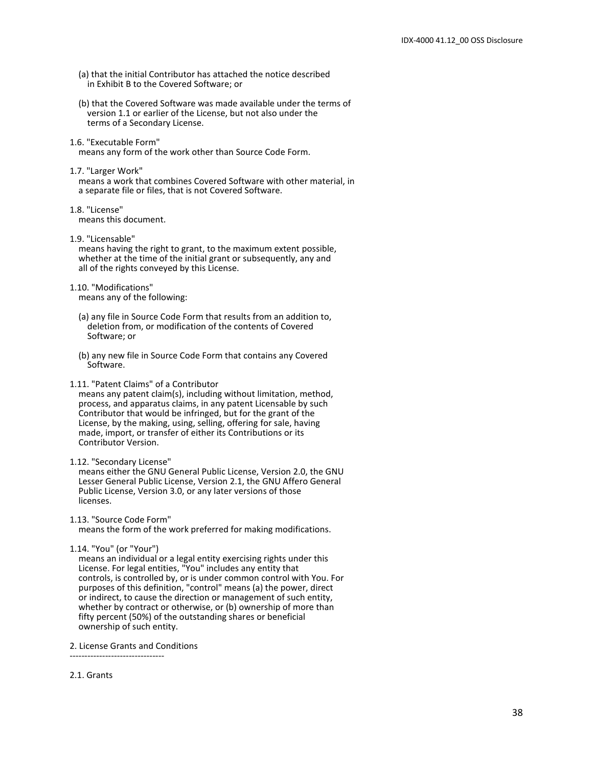(a) that the initial Contributor has attached the notice described in Exhibit B to the Covered Software; or

(b) that the Covered Software was made available under the terms of version 1.1 or earlier of the License, but not also under the terms of a Secondary License.

1.6. "Executable Form"
means any form of the work other than Source Code Form.

1.7. "Larger Work"
means a work that combines Covered Software with other material, in a separate file or files, that is not Covered Software.

1.8. "License"
means this document.

1.9. "Licensable"
means having the right to grant, to the maximum extent possible, whether at the time of the initial grant or subsequently, any and all of the rights conveyed by this License.

1.10. "Modifications"
means any of the following:

(a) any file in Source Code Form that results from an addition to, deletion from, or modification of the contents of Covered Software; or

(b) any new file in Source Code Form that contains any Covered Software.

1.11. "Patent Claims" of a Contributor
means any patent claim(s), including without limitation, method, process, and apparatus claims, in any patent Licensable by such Contributor that would be infringed, but for the grant of the License, by the making, using, selling, offering for sale, having made, import, or transfer of either its Contributions or its Contributor Version.

1.12. "Secondary License"
means either the GNU General Public License, Version 2.0, the GNU Lesser General Public License, Version 2.1, the GNU Affero General Public License, Version 3.0, or any later versions of those licenses.

1.13. "Source Code Form"
means the form of the work preferred for making modifications.

1.14. "You" (or "Your")
means an individual or a legal entity exercising rights under this License. For legal entities, "You" includes any entity that controls, is controlled by, or is under common control with You. For purposes of this definition, "control" means (a) the power, direct or indirect, to cause the direction or management of such entity, whether by contract or otherwise, or (b) ownership of more than fifty percent (50%) of the outstanding shares or beneficial ownership of such entity.

2. License Grants and Conditions
--------------------------------

2.1. Grants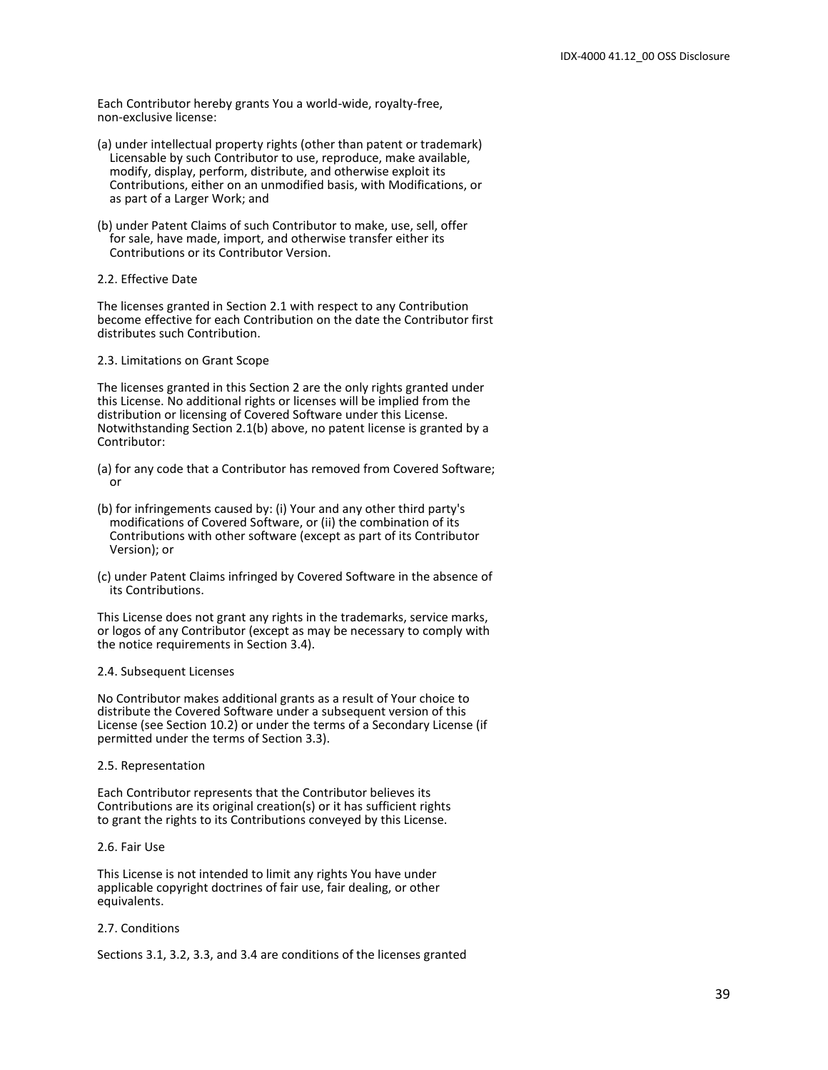Each Contributor hereby grants You a world-wide, royalty-free,
non-exclusive license:

(a) under intellectual property rights (other than patent or trademark)
   Licensable by such Contributor to use, reproduce, make available,
   modify, display, perform, distribute, and otherwise exploit its
   Contributions, either on an unmodified basis, with Modifications, or
   as part of a Larger Work; and

(b) under Patent Claims of such Contributor to make, use, sell, offer
   for sale, have made, import, and otherwise transfer either its
   Contributions or its Contributor Version.

2.2. Effective Date

The licenses granted in Section 2.1 with respect to any Contribution
become effective for each Contribution on the date the Contributor first
distributes such Contribution.

2.3. Limitations on Grant Scope

The licenses granted in this Section 2 are the only rights granted under
this License. No additional rights or licenses will be implied from the
distribution or licensing of Covered Software under this License.
Notwithstanding Section 2.1(b) above, no patent license is granted by a
Contributor:

(a) for any code that a Contributor has removed from Covered Software;
   or

(b) for infringements caused by: (i) Your and any other third party's
   modifications of Covered Software, or (ii) the combination of its
   Contributions with other software (except as part of its Contributor
   Version); or

(c) under Patent Claims infringed by Covered Software in the absence of
   its Contributions.

This License does not grant any rights in the trademarks, service marks,
or logos of any Contributor (except as may be necessary to comply with
the notice requirements in Section 3.4).

2.4. Subsequent Licenses

No Contributor makes additional grants as a result of Your choice to
distribute the Covered Software under a subsequent version of this
License (see Section 10.2) or under the terms of a Secondary License (if
permitted under the terms of Section 3.3).

2.5. Representation

Each Contributor represents that the Contributor believes its
Contributions are its original creation(s) or it has sufficient rights
to grant the rights to its Contributions conveyed by this License.

2.6. Fair Use

This License is not intended to limit any rights You have under
applicable copyright doctrines of fair use, fair dealing, or other
equivalents.

2.7. Conditions

Sections 3.1, 3.2, 3.3, and 3.4 are conditions of the licenses granted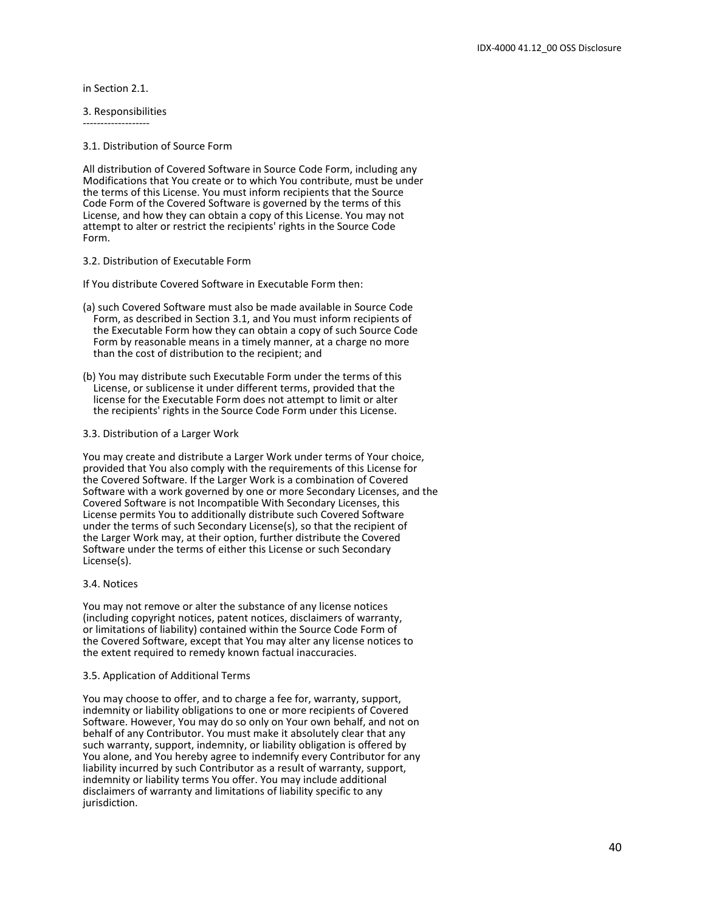in Section 2.1.

3. Responsibilities
-------------------

3.1. Distribution of Source Form

All distribution of Covered Software in Source Code Form, including any Modifications that You create or to which You contribute, must be under the terms of this License. You must inform recipients that the Source Code Form of the Covered Software is governed by the terms of this License, and how they can obtain a copy of this License. You may not attempt to alter or restrict the recipients' rights in the Source Code Form.

3.2. Distribution of Executable Form

If You distribute Covered Software in Executable Form then:

(a) such Covered Software must also be made available in Source Code Form, as described in Section 3.1, and You must inform recipients of the Executable Form how they can obtain a copy of such Source Code Form by reasonable means in a timely manner, at a charge no more than the cost of distribution to the recipient; and

(b) You may distribute such Executable Form under the terms of this License, or sublicense it under different terms, provided that the license for the Executable Form does not attempt to limit or alter the recipients' rights in the Source Code Form under this License.

3.3. Distribution of a Larger Work

You may create and distribute a Larger Work under terms of Your choice, provided that You also comply with the requirements of this License for the Covered Software. If the Larger Work is a combination of Covered Software with a work governed by one or more Secondary Licenses, and the Covered Software is not Incompatible With Secondary Licenses, this License permits You to additionally distribute such Covered Software under the terms of such Secondary License(s), so that the recipient of the Larger Work may, at their option, further distribute the Covered Software under the terms of either this License or such Secondary License(s).

3.4. Notices

You may not remove or alter the substance of any license notices (including copyright notices, patent notices, disclaimers of warranty, or limitations of liability) contained within the Source Code Form of the Covered Software, except that You may alter any license notices to the extent required to remedy known factual inaccuracies.

3.5. Application of Additional Terms

You may choose to offer, and to charge a fee for, warranty, support, indemnity or liability obligations to one or more recipients of Covered Software. However, You may do so only on Your own behalf, and not on behalf of any Contributor. You must make it absolutely clear that any such warranty, support, indemnity, or liability obligation is offered by You alone, and You hereby agree to indemnify every Contributor for any liability incurred by such Contributor as a result of warranty, support, indemnity or liability terms You offer. You may include additional disclaimers of warranty and limitations of liability specific to any jurisdiction.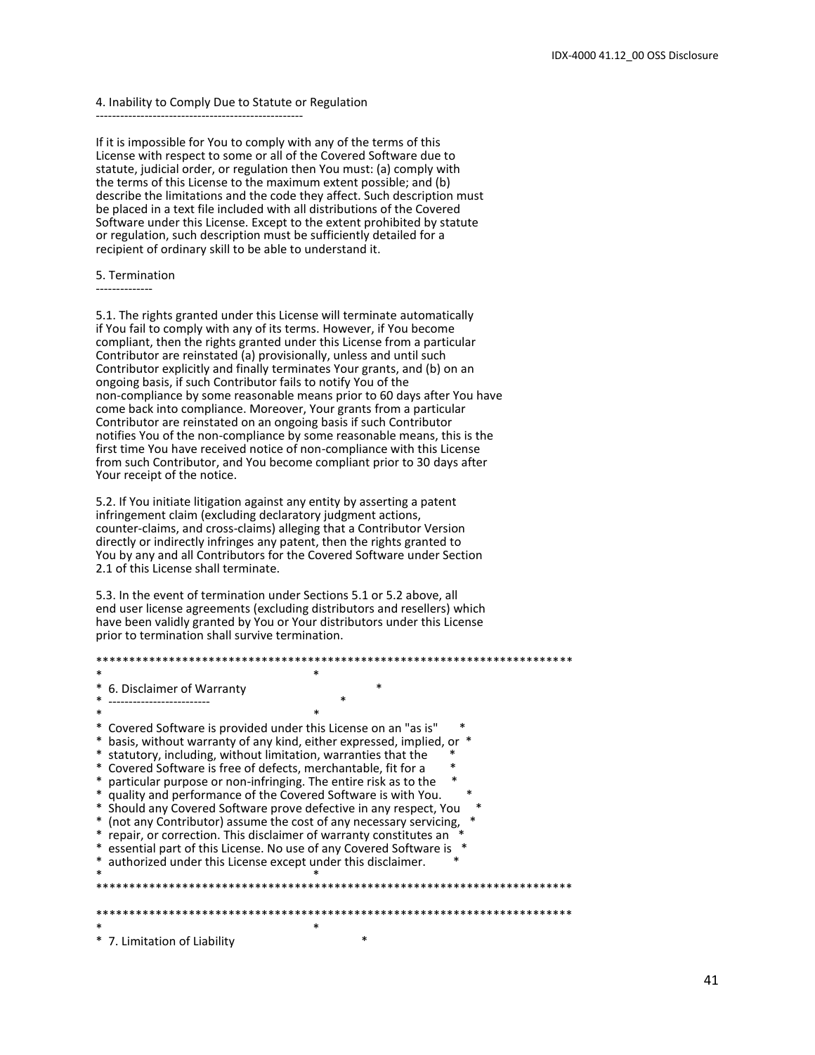4. Inability to Comply Due to Statute or Regulation
---------------------------------------------------

If it is impossible for You to comply with any of the terms of this License with respect to some or all of the Covered Software due to statute, judicial order, or regulation then You must: (a) comply with the terms of this License to the maximum extent possible; and (b) describe the limitations and the code they affect. Such description must be placed in a text file included with all distributions of the Covered Software under this License. Except to the extent prohibited by statute or regulation, such description must be sufficiently detailed for a recipient of ordinary skill to be able to understand it.

5. Termination
--------------

5.1. The rights granted under this License will terminate automatically if You fail to comply with any of its terms. However, if You become compliant, then the rights granted under this License from a particular Contributor are reinstated (a) provisionally, unless and until such Contributor explicitly and finally terminates Your grants, and (b) on an ongoing basis, if such Contributor fails to notify You of the non-compliance by some reasonable means prior to 60 days after You have come back into compliance. Moreover, Your grants from a particular Contributor are reinstated on an ongoing basis if such Contributor notifies You of the non-compliance by some reasonable means, this is the first time You have received notice of non-compliance with this License from such Contributor, and You become compliant prior to 30 days after Your receipt of the notice.

5.2. If You initiate litigation against any entity by asserting a patent infringement claim (excluding declaratory judgment actions, counter-claims, and cross-claims) alleging that a Contributor Version directly or indirectly infringes any patent, then the rights granted to You by any and all Contributors for the Covered Software under Section 2.1 of this License shall terminate.

5.3. In the event of termination under Sections 5.1 or 5.2 above, all end user license agreements (excluding distributors and resellers) which have been validly granted by You or Your distributors under this License prior to termination shall survive termination.

```
************************************************************************
*                                                                      *
*  6. Disclaimer of Warranty                                           *
*  -------------------------                                           *
*                                                                      *
*  Covered Software is provided under this License on an "as is"       *
*  basis, without warranty of any kind, either expressed, implied, or  *
*  statutory, including, without limitation, warranties that the       *
*  Covered Software is free of defects, merchantable, fit for a        *
*  particular purpose or non-infringing. The entire risk as to the     *
*  quality and performance of the Covered Software is with You.        *
*  Should any Covered Software prove defective in any respect, You     *
*  (not any Contributor) assume the cost of any necessary servicing,   *
*  repair, or correction. This disclaimer of warranty constitutes an   *
*  essential part of this License. No use of any Covered Software is   *
*  authorized under this License except under this disclaimer.         *
*                                                                      *
************************************************************************

************************************************************************
*                                                                      *
*  7. Limitation of Liability                                          *
```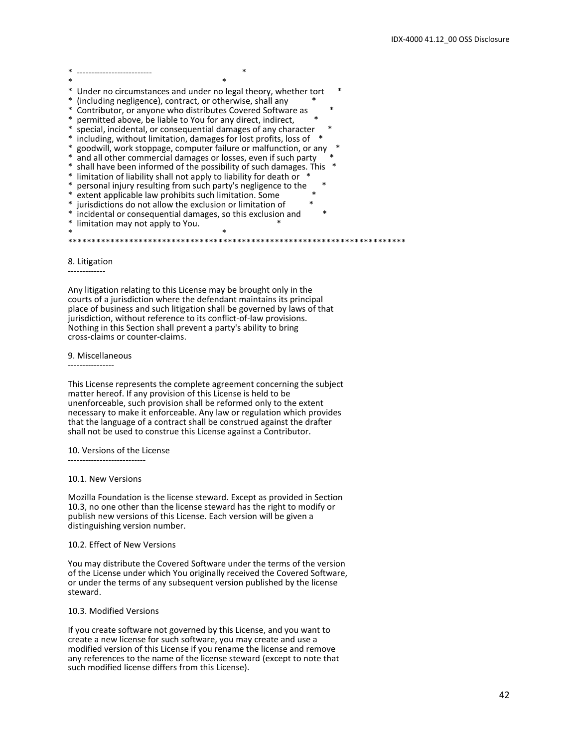```
*  -------------------------                                          *
*                                                                      *
*  Under no circumstances and under no legal theory, whether tort     *
*  (including negligence), contract, or otherwise, shall any          *
*  Contributor, or anyone who distributes Covered Software as         *
*  permitted above, be liable to You for any direct, indirect,        *
*  special, incidental, or consequential damages of any character     *
*  including, without limitation, damages for lost profits, loss of   *
*  goodwill, work stoppage, computer failure or malfunction, or any   *
*  and all other commercial damages or losses, even if such party     *
*  shall have been informed of the possibility of such damages. This  *
*  limitation of liability shall not apply to liability for death or  *
*  personal injury resulting from such party's negligence to the      *
*  extent applicable law prohibits such limitation. Some              *
*  jurisdictions do not allow the exclusion or limitation of          *
*  incidental or consequential damages, so this exclusion and         *
*  limitation may not apply to You.                                   *
*                                                                      *
************************************************************************
```

8. Litigation
-------------

Any litigation relating to this License may be brought only in the courts of a jurisdiction where the defendant maintains its principal place of business and such litigation shall be governed by laws of that jurisdiction, without reference to its conflict-of-law provisions. Nothing in this Section shall prevent a party's ability to bring cross-claims or counter-claims.

9. Miscellaneous
----------------

This License represents the complete agreement concerning the subject matter hereof. If any provision of this License is held to be unenforceable, such provision shall be reformed only to the extent necessary to make it enforceable. Any law or regulation which provides that the language of a contract shall be construed against the drafter shall not be used to construe this License against a Contributor.

10. Versions of the License
---------------------------

10.1. New Versions

Mozilla Foundation is the license steward. Except as provided in Section 10.3, no one other than the license steward has the right to modify or publish new versions of this License. Each version will be given a distinguishing version number.

10.2. Effect of New Versions

You may distribute the Covered Software under the terms of the version of the License under which You originally received the Covered Software, or under the terms of any subsequent version published by the license steward.

10.3. Modified Versions

If you create software not governed by this License, and you want to create a new license for such software, you may create and use a modified version of this License if you rename the license and remove any references to the name of the license steward (except to note that such modified license differs from this License).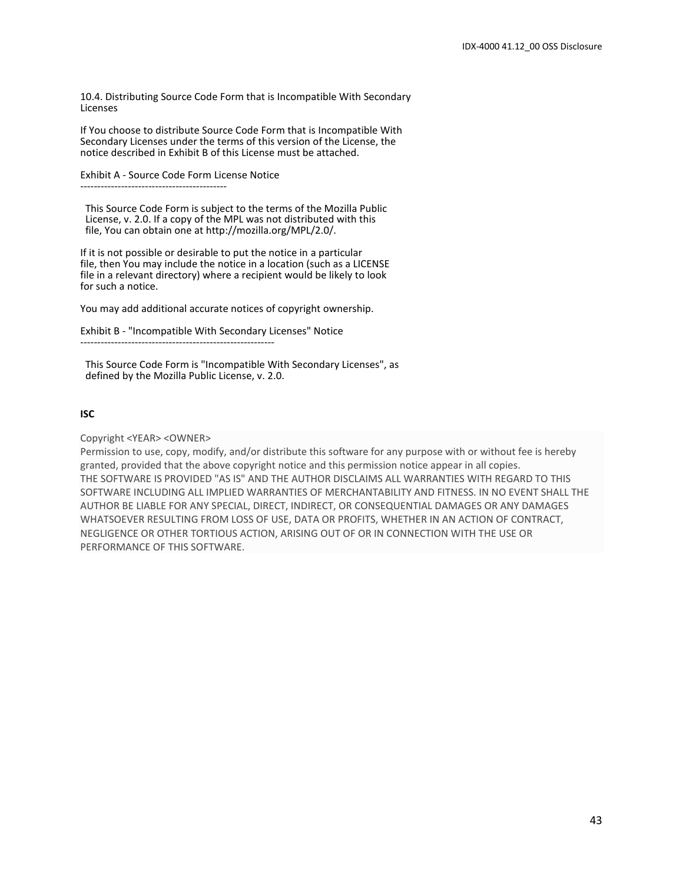10.4. Distributing Source Code Form that is Incompatible With Secondary
Licenses

If You choose to distribute Source Code Form that is Incompatible With
Secondary Licenses under the terms of this version of the License, the
notice described in Exhibit B of this License must be attached.

Exhibit A - Source Code Form License Notice
-------------------------------------------

  This Source Code Form is subject to the terms of the Mozilla Public
  License, v. 2.0. If a copy of the MPL was not distributed with this
  file, You can obtain one at http://mozilla.org/MPL/2.0/.

If it is not possible or desirable to put the notice in a particular
file, then You may include the notice in a location (such as a LICENSE
file in a relevant directory) where a recipient would be likely to look
for such a notice.

You may add additional accurate notices of copyright ownership.

Exhibit B - "Incompatible With Secondary Licenses" Notice
---------------------------------------------------------

  This Source Code Form is "Incompatible With Secondary Licenses", as
  defined by the Mozilla Public License, v. 2.0.

**ISC**

Copyright <YEAR> <OWNER>
Permission to use, copy, modify, and/or distribute this software for any purpose with or without fee is hereby granted, provided that the above copyright notice and this permission notice appear in all copies.
THE SOFTWARE IS PROVIDED "AS IS" AND THE AUTHOR DISCLAIMS ALL WARRANTIES WITH REGARD TO THIS SOFTWARE INCLUDING ALL IMPLIED WARRANTIES OF MERCHANTABILITY AND FITNESS. IN NO EVENT SHALL THE AUTHOR BE LIABLE FOR ANY SPECIAL, DIRECT, INDIRECT, OR CONSEQUENTIAL DAMAGES OR ANY DAMAGES WHATSOEVER RESULTING FROM LOSS OF USE, DATA OR PROFITS, WHETHER IN AN ACTION OF CONTRACT, NEGLIGENCE OR OTHER TORTIOUS ACTION, ARISING OUT OF OR IN CONNECTION WITH THE USE OR PERFORMANCE OF THIS SOFTWARE.